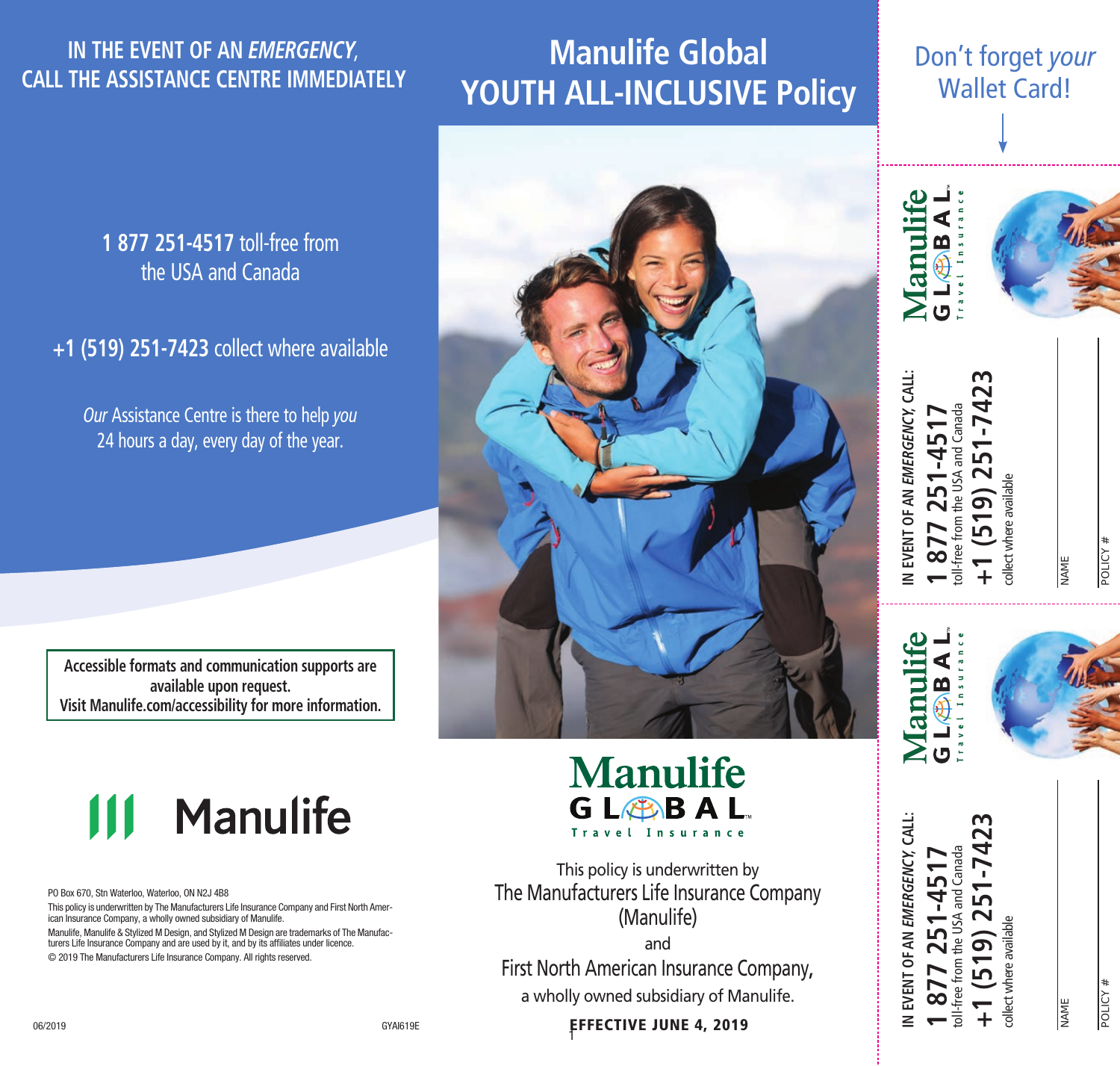**IN THE EVENT OF AN *EMERGENCY*, CALL THE ASSISTANCE CENTRE IMMEDIATELY**

**1 877 251-4517** toll-free from the USA and Canada

**+1 (519) 251-7423** collect where available

*Our* Assistance Centre is there to help *you* 24 hours a day, every day of the year.

**Accessible formats and communication supports are available upon request. Visit Manulife.com/accessibility for more information.**

Manulife

PO Box 670, Stn Waterloo, Waterloo, ON N2J 4B8

This policy is underwritten by The Manufacturers Life Insurance Company and First North American Insurance Company, a wholly owned subsidiary of Manulife.

Manulife, Manulife & Stylized M Design, and Stylized M Design are trademarks of The Manufacturers Life Insurance Company and are used by it, and by its affiliates under licence.

© 2019 The Manufacturers Life Insurance Company. All rights reserved.

06/2019 GYAI619E

# Manulife Global YOUTH ALL-INCLUSIVE Policy

Manulife GLOBAL Travel Insurance

This policy is underwritten by
The Manufacturers Life Insurance Company (Manulife)
and
First North American Insurance Company,
a wholly owned subsidiary of Manulife.

**EFFECTIVE JUNE 4, 2019**

Don't forget *your* Wallet Card!

Manulife GLOBAL Travel Insurance

**IN EVENT OF AN *EMERGENCY*, CALL:**

**1 877 251-4517**
toll-free from the USA and Canada

**+1 (519) 251-7423**
collect where available

NAME

POLICY #

Manulife GLOBAL Travel Insurance

**IN EVENT OF AN *EMERGENCY*, CALL:**

**1 877 251-4517**
toll-free from the USA and Canada

**+1 (519) 251-7423**
collect where available

NAME

POLICY #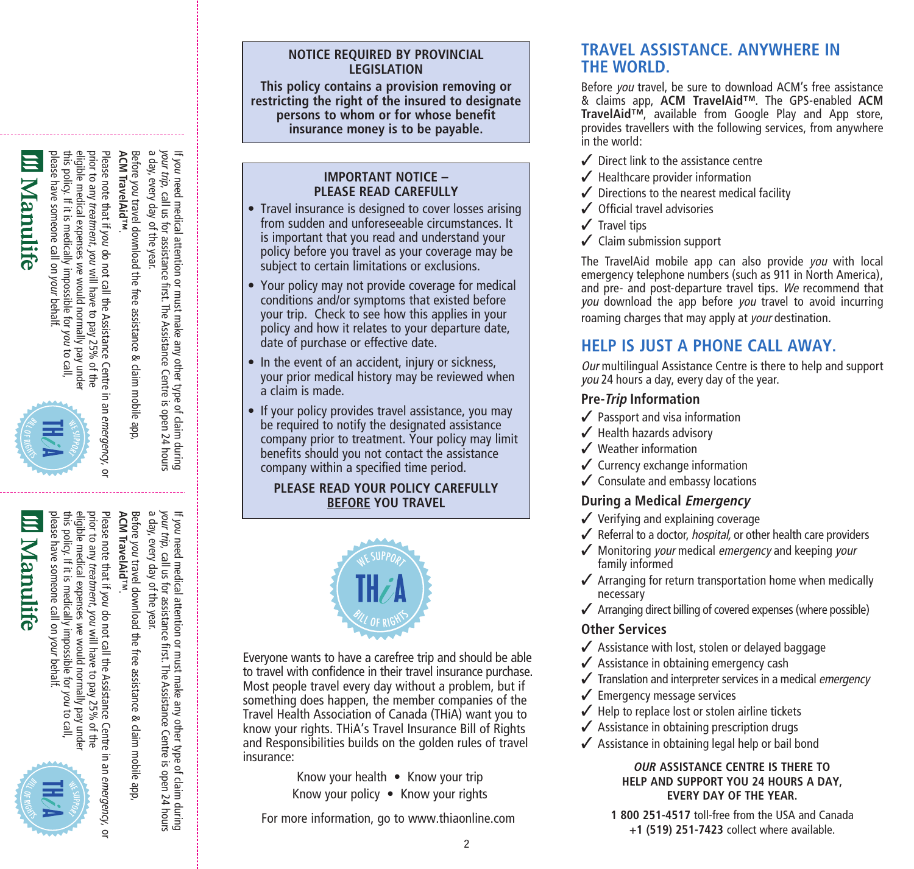If *you* need medical attention or must make any other type of claim during *your trip*, call us for assistance first. The Assistance Centre is open 24 hours a day, every day of the year.

Before *you* travel download the free assistance & claim mobile app, **ACM TravelAid™**.

Please note that if *you* do not call the Assistance Centre in an *emergency*, or prior to any *treatment*, *you* will have to pay 25% of the eligible medical expenses *we* would normally pay under this policy. If it is medically impossible for *you* to call, please have someone call on *your* behalf.

Manulife

If *you* need medical attention or must make any other type of claim during *your trip*, call us for assistance first. The Assistance Centre is open 24 hours a day, every day of the year.

Before *you* travel download the free assistance & claim mobile app, **ACM TravelAid™**.

Please note that if *you* do not call the Assistance Centre in an *emergency*, or prior to any *treatment*, *you* will have to pay 25% of the eligible medical expenses *we* would normally pay under this policy. If it is medically impossible for *you* to call, please have someone call on *your* behalf.

Manulife

**NOTICE REQUIRED BY PROVINCIAL LEGISLATION**

**This policy contains a provision removing or restricting the right of the insured to designate persons to whom or for whose benefit insurance money is to be payable.**

**IMPORTANT NOTICE – PLEASE READ CAREFULLY**

- Travel insurance is designed to cover losses arising from sudden and unforeseeable circumstances. It is important that you read and understand your policy before you travel as your coverage may be subject to certain limitations or exclusions.
- Your policy may not provide coverage for medical conditions and/or symptoms that existed before your trip. Check to see how this applies in your policy and how it relates to your departure date, date of purchase or effective date.
- In the event of an accident, injury or sickness, your prior medical history may be reviewed when a claim is made.
- If your policy provides travel assistance, you may be required to notify the designated assistance company prior to treatment. Your policy may limit benefits should you not contact the assistance company within a specified time period.

**PLEASE READ YOUR POLICY CAREFULLY BEFORE YOU TRAVEL**

Everyone wants to have a carefree trip and should be able to travel with confidence in their travel insurance purchase. Most people travel every day without a problem, but if something does happen, the member companies of the Travel Health Association of Canada (THiA) want you to know your rights. THiA's Travel Insurance Bill of Rights and Responsibilities builds on the golden rules of travel insurance:

Know your health • Know your trip
Know your policy • Know your rights

For more information, go to www.thiaonline.com

## TRAVEL ASSISTANCE. ANYWHERE IN THE WORLD.

Before *you* travel, be sure to download ACM's free assistance & claims app, **ACM TravelAid™**. The GPS-enabled **ACM TravelAid™**, available from Google Play and App store, provides travellers with the following services, from anywhere in the world:

- ✓ Direct link to the assistance centre
- ✓ Healthcare provider information
- ✓ Directions to the nearest medical facility
- ✓ Official travel advisories
- ✓ Travel tips
- ✓ Claim submission support

The TravelAid mobile app can also provide *you* with local emergency telephone numbers (such as 911 in North America), and pre- and post-departure travel tips. *We* recommend that *you* download the app before *you* travel to avoid incurring roaming charges that may apply at *your* destination.

## HELP IS JUST A PHONE CALL AWAY.

*Our* multilingual Assistance Centre is there to help and support *you* 24 hours a day, every day of the year.

### Pre-*Trip* Information

- ✓ Passport and visa information
- ✓ Health hazards advisory
- ✓ Weather information
- ✓ Currency exchange information
- ✓ Consulate and embassy locations

### During a Medical *Emergency*

- ✓ Verifying and explaining coverage
- ✓ Referral to a doctor, *hospital,* or other health care providers
- ✓ Monitoring *your* medical *emergency* and keeping *your* family informed
- ✓ Arranging for return transportation home when medically necessary
- ✓ Arranging direct billing of covered expenses (where possible)

### Other Services

- ✓ Assistance with lost, stolen or delayed baggage
- ✓ Assistance in obtaining emergency cash
- ✓ Translation and interpreter services in a medical *emergency*
- ✓ Emergency message services
- ✓ Help to replace lost or stolen airline tickets
- ✓ Assistance in obtaining prescription drugs
- ✓ Assistance in obtaining legal help or bail bond

***OUR*** **ASSISTANCE CENTRE IS THERE TO HELP AND SUPPORT YOU 24 HOURS A DAY, EVERY DAY OF THE YEAR.**

**1 800 251-4517** toll-free from the USA and Canada
**+1 (519) 251-7423** collect where available.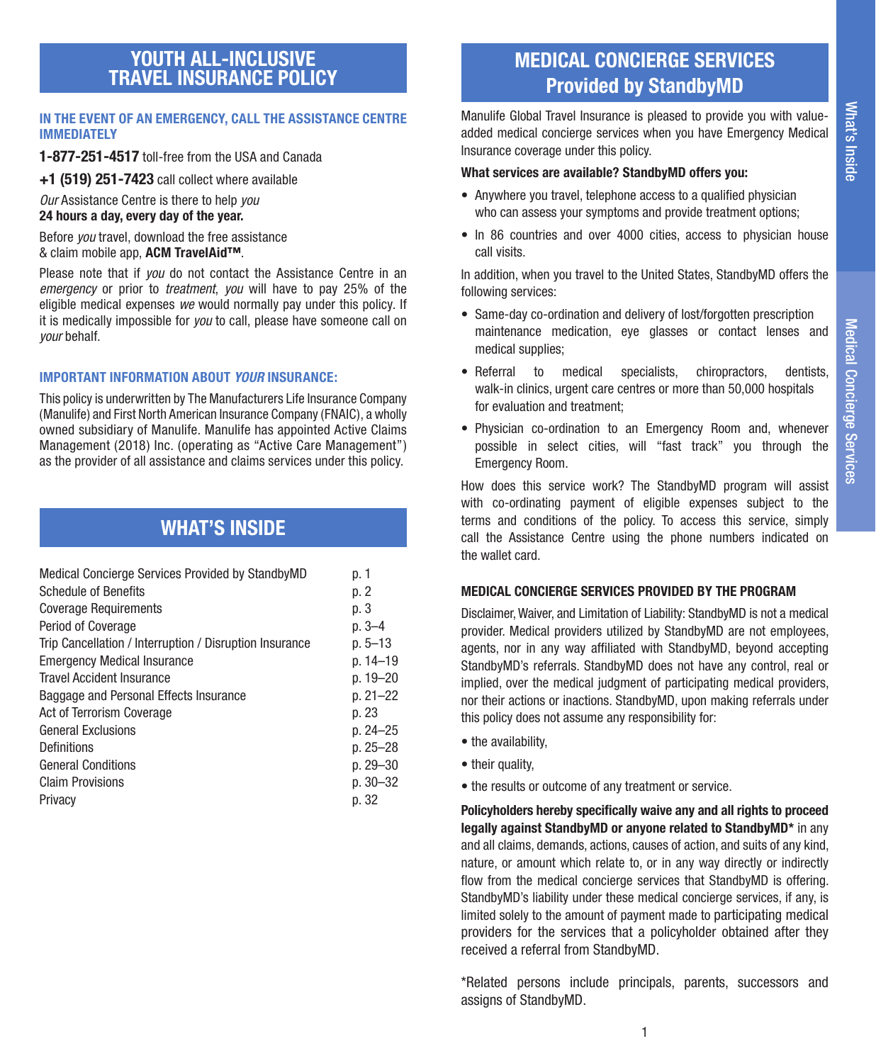# YOUTH ALL-INCLUSIVE TRAVEL INSURANCE POLICY

**IN THE EVENT OF AN EMERGENCY, CALL THE ASSISTANCE CENTRE IMMEDIATELY**

**1-877-251-4517** toll-free from the USA and Canada

**+1 (519) 251-7423** call collect where available

*Our* Assistance Centre is there to help *you*
**24 hours a day, every day of the year.**

Before *you* travel, download the free assistance & claim mobile app, **ACM TravelAid™**.

Please note that if *you* do not contact the Assistance Centre in an *emergency* or prior to *treatment*, *you* will have to pay 25% of the eligible medical expenses *we* would normally pay under this policy. If it is medically impossible for *you* to call, please have someone call on *your* behalf.

**IMPORTANT INFORMATION ABOUT *YOUR* INSURANCE:**

This policy is underwritten by The Manufacturers Life Insurance Company (Manulife) and First North American Insurance Company (FNAIC), a wholly owned subsidiary of Manulife. Manulife has appointed Active Claims Management (2018) Inc. (operating as "Active Care Management") as the provider of all assistance and claims services under this policy.

## WHAT'S INSIDE

| | |
|---|---|
| Medical Concierge Services Provided by StandbyMD | p. 1 |
| Schedule of Benefits | p. 2 |
| Coverage Requirements | p. 3 |
| Period of Coverage | p. 3–4 |
| Trip Cancellation / Interruption / Disruption Insurance | p. 5–13 |
| Emergency Medical Insurance | p. 14–19 |
| Travel Accident Insurance | p. 19–20 |
| Baggage and Personal Effects Insurance | p. 21–22 |
| Act of Terrorism Coverage | p. 23 |
| General Exclusions | p. 24–25 |
| Definitions | p. 25–28 |
| General Conditions | p. 29–30 |
| Claim Provisions | p. 30–32 |
| Privacy | p. 32 |

## MEDICAL CONCIERGE SERVICES Provided by StandbyMD

Manulife Global Travel Insurance is pleased to provide you with value-added medical concierge services when you have Emergency Medical Insurance coverage under this policy.

**What services are available? StandbyMD offers you:**

- Anywhere you travel, telephone access to a qualified physician who can assess your symptoms and provide treatment options;
- In 86 countries and over 4000 cities, access to physician house call visits.

In addition, when you travel to the United States, StandbyMD offers the following services:

- Same-day co-ordination and delivery of lost/forgotten prescription maintenance medication, eye glasses or contact lenses and medical supplies;
- Referral to medical specialists, chiropractors, dentists, walk-in clinics, urgent care centres or more than 50,000 hospitals for evaluation and treatment;
- Physician co-ordination to an Emergency Room and, whenever possible in select cities, will "fast track" you through the Emergency Room.

How does this service work? The StandbyMD program will assist with co-ordinating payment of eligible expenses subject to the terms and conditions of the policy. To access this service, simply call the Assistance Centre using the phone numbers indicated on the wallet card.

**MEDICAL CONCIERGE SERVICES PROVIDED BY THE PROGRAM**

Disclaimer, Waiver, and Limitation of Liability: StandbyMD is not a medical provider. Medical providers utilized by StandbyMD are not employees, agents, nor in any way affiliated with StandbyMD, beyond accepting StandbyMD's referrals. StandbyMD does not have any control, real or implied, over the medical judgment of participating medical providers, nor their actions or inactions. StandbyMD, upon making referrals under this policy does not assume any responsibility for:

- the availability,
- their quality,
- the results or outcome of any treatment or service.

**Policyholders hereby specifically waive any and all rights to proceed legally against StandbyMD or anyone related to StandbyMD*** in any and all claims, demands, actions, causes of action, and suits of any kind, nature, or amount which relate to, or in any way directly or indirectly flow from the medical concierge services that StandbyMD is offering. StandbyMD's liability under these medical concierge services, if any, is limited solely to the amount of payment made to participating medical providers for the services that a policyholder obtained after they received a referral from StandbyMD.

*Related persons include principals, parents, successors and assigns of StandbyMD.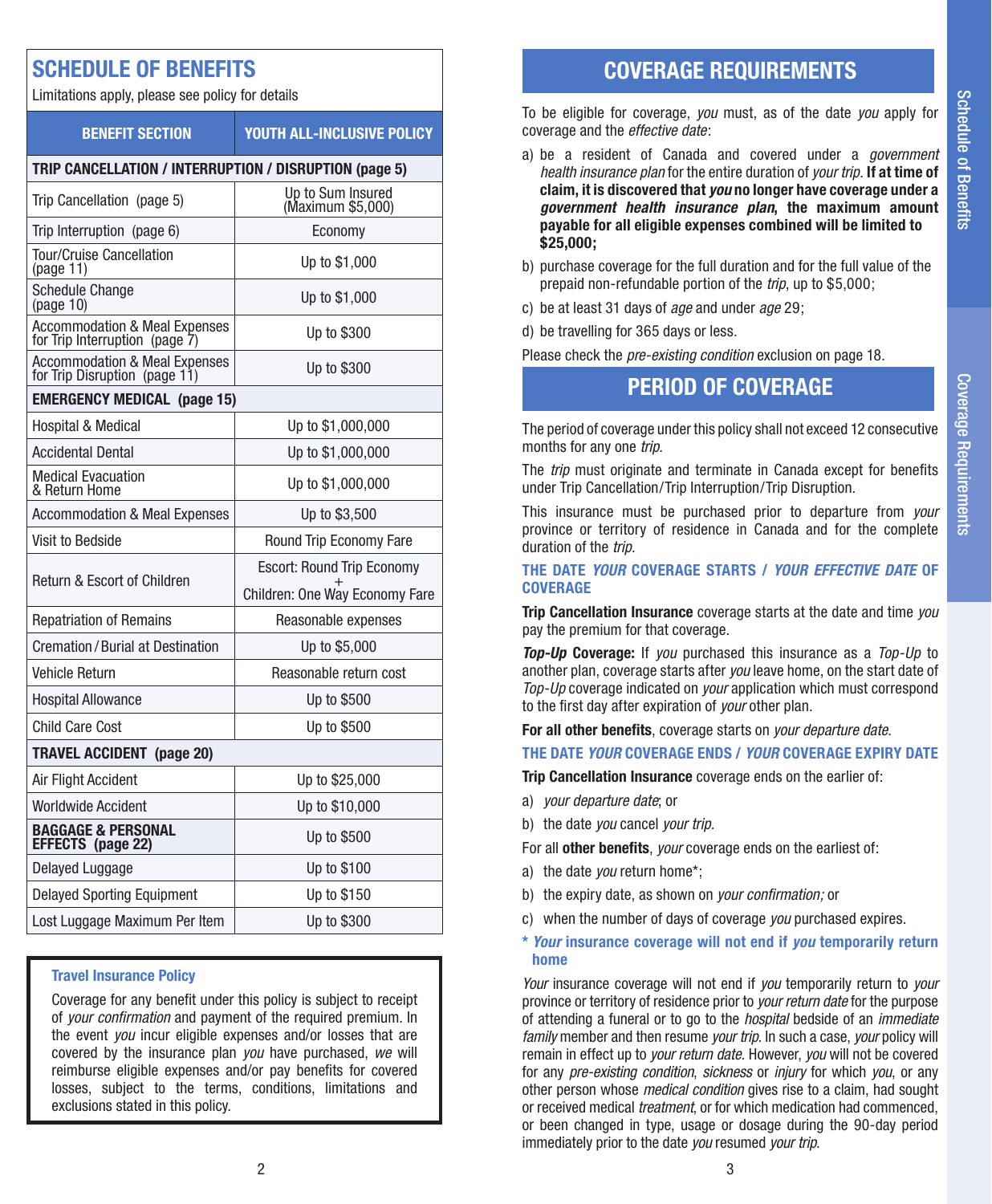## SCHEDULE OF BENEFITS

Limitations apply, please see policy for details

| BENEFIT SECTION | YOUTH ALL-INCLUSIVE POLICY |
|---|---|
| **TRIP CANCELLATION / INTERRUPTION / DISRUPTION (page 5)** | |
| Trip Cancellation (page 5) | Up to Sum Insured (Maximum $5,000) |
| Trip Interruption (page 6) | Economy |
| Tour/Cruise Cancellation (page 11) | Up to $1,000 |
| Schedule Change (page 10) | Up to $1,000 |
| Accommodation & Meal Expenses for Trip Interruption (page 7) | Up to $300 |
| Accommodation & Meal Expenses for Trip Disruption (page 11) | Up to $300 |
| **EMERGENCY MEDICAL (page 15)** | |
| Hospital & Medical | Up to $1,000,000 |
| Accidental Dental | Up to $1,000,000 |
| Medical Evacuation & Return Home | Up to $1,000,000 |
| Accommodation & Meal Expenses | Up to $3,500 |
| Visit to Bedside | Round Trip Economy Fare |
| Return & Escort of Children | Escort: Round Trip Economy + Children: One Way Economy Fare |
| Repatriation of Remains | Reasonable expenses |
| Cremation / Burial at Destination | Up to $5,000 |
| Vehicle Return | Reasonable return cost |
| Hospital Allowance | Up to $500 |
| Child Care Cost | Up to $500 |
| **TRAVEL ACCIDENT (page 20)** | |
| Air Flight Accident | Up to $25,000 |
| Worldwide Accident | Up to $10,000 |
| **BAGGAGE & PERSONAL EFFECTS (page 22)** | Up to $500 |
| Delayed Luggage | Up to $100 |
| Delayed Sporting Equipment | Up to $150 |
| Lost Luggage Maximum Per Item | Up to $300 |

**Travel Insurance Policy**

Coverage for any benefit under this policy is subject to receipt of *your confirmation* and payment of the required premium. In the event *you* incur eligible expenses and/or losses that are covered by the insurance plan *you* have purchased, *we* will reimburse eligible expenses and/or pay benefits for covered losses, subject to the terms, conditions, limitations and exclusions stated in this policy.

## COVERAGE REQUIREMENTS

To be eligible for coverage, *you* must, as of the date *you* apply for coverage and the *effective date*:

a) be a resident of Canada and covered under a *government health insurance plan* for the entire duration of *your trip*. **If at time of claim, it is discovered that *you* no longer have coverage under a *government health insurance plan*, the maximum amount payable for all eligible expenses combined will be limited to $25,000;**

b) purchase coverage for the full duration and for the full value of the prepaid non-refundable portion of the *trip*, up to $5,000;

c) be at least 31 days of *age* and under *age* 29;

d) be travelling for 365 days or less.

Please check the *pre-existing condition* exclusion on page 18.

## PERIOD OF COVERAGE

The period of coverage under this policy shall not exceed 12 consecutive months for any one *trip*.

The *trip* must originate and terminate in Canada except for benefits under Trip Cancellation/Trip Interruption/Trip Disruption.

This insurance must be purchased prior to departure from *your* province or territory of residence in Canada and for the complete duration of the *trip*.

### THE DATE *YOUR* COVERAGE STARTS / *YOUR EFFECTIVE DATE* OF COVERAGE

**Trip Cancellation Insurance** coverage starts at the date and time *you* pay the premium for that coverage.

***Top-Up* Coverage:** If *you* purchased this insurance as a *Top-Up* to another plan, coverage starts after *you* leave home, on the start date of *Top-Up* coverage indicated on *your* application which must correspond to the first day after expiration of *your* other plan.

**For all other benefits**, coverage starts on *your departure date*.

### THE DATE *YOUR* COVERAGE ENDS / *YOUR* COVERAGE EXPIRY DATE

**Trip Cancellation Insurance** coverage ends on the earlier of:

a) *your departure date*; or

b) the date *you* cancel *your trip.*

For all **other benefits**, *your* coverage ends on the earliest of:

a) the date *you* return home*;

b) the expiry date, as shown on *your confirmation;* or

c) when the number of days of coverage *you* purchased expires.

**\* *Your* insurance coverage will not end if *you* temporarily return home**

*Your* insurance coverage will not end if *you* temporarily return to *your* province or territory of residence prior to *your return date* for the purpose of attending a funeral or to go to the *hospital* bedside of an *immediate family* member and then resume *your trip*. In such a case, *your* policy will remain in effect up to *your return date*. However, *you* will not be covered for any *pre-existing condition*, *sickness* or *injury* for which *you*, or any other person whose *medical condition* gives rise to a claim, had sought or received medical *treatment*, or for which medication had commenced, or been changed in type, usage or dosage during the 90-day period immediately prior to the date *you* resumed *your trip*.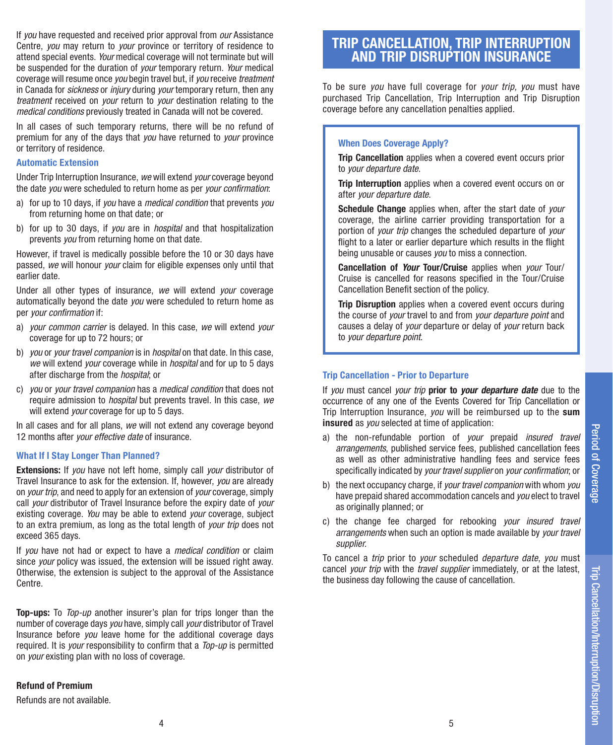If *you* have requested and received prior approval from *our* Assistance Centre, *you* may return to *your* province or territory of residence to attend special events. *Your* medical coverage will not terminate but will be suspended for the duration of *your* temporary return. *Your* medical coverage will resume once *you* begin travel but, if *you* receive *treatment* in Canada for *sickness* or *injury* during *your* temporary return, then any *treatment* received on *your* return to *your* destination relating to the *medical conditions* previously treated in Canada will not be covered.

In all cases of such temporary returns, there will be no refund of premium for any of the days that *you* have returned to *your* province or territory of residence.

### Automatic Extension

Under Trip Interruption Insurance, *we* will extend *your* coverage beyond the date *you* were scheduled to return home as per *your confirmation*:

a) for up to 10 days, if *you* have a *medical condition* that prevents *you* from returning home on that date; or

b) for up to 30 days, if *you* are in *hospital* and that hospitalization prevents *you* from returning home on that date.

However, if travel is medically possible before the 10 or 30 days have passed, *we* will honour *your* claim for eligible expenses only until that earlier date.

Under all other types of insurance, *we* will extend *your* coverage automatically beyond the date *you* were scheduled to return home as per *your confirmation* if:

a) *your common carrier* is delayed. In this case, *we* will extend *your* coverage for up to 72 hours; or

b) *you* or *your travel companion* is in *hospital* on that date. In this case, *we* will extend *your* coverage while in *hospital* and for up to 5 days after discharge from the *hospital*; or

c) *you* or *your travel companion* has a *medical condition* that does not require admission to *hospital* but prevents travel. In this case, *we* will extend *your* coverage for up to 5 days.

In all cases and for all plans, *we* will not extend any coverage beyond 12 months after *your effective date* of insurance.

### What If I Stay Longer Than Planned?

**Extensions:** If *you* have not left home, simply call *your* distributor of Travel Insurance to ask for the extension. If, however, *you* are already on *your trip*, and need to apply for an extension of *your* coverage, simply call *your* distributor of Travel Insurance before the expiry date of *your* existing coverage. *You* may be able to extend *your* coverage, subject to an extra premium, as long as the total length of *your trip* does not exceed 365 days.

If *you* have not had or expect to have a *medical condition* or claim since *your* policy was issued, the extension will be issued right away. Otherwise, the extension is subject to the approval of the Assistance Centre.

**Top-ups:** To *Top-up* another insurer's plan for trips longer than the number of coverage days *you* have, simply call *your* distributor of Travel Insurance before *you* leave home for the additional coverage days required. It is *your* responsibility to confirm that a *Top-up* is permitted on *your* existing plan with no loss of coverage.

### Refund of Premium

Refunds are not available.

# TRIP CANCELLATION, TRIP INTERRUPTION AND TRIP DISRUPTION INSURANCE

To be sure *you* have full coverage for *your trip, you* must have purchased Trip Cancellation, Trip Interruption and Trip Disruption coverage before any cancellation penalties applied.

### When Does Coverage Apply?

**Trip Cancellation** applies when a covered event occurs prior to *your departure date*.

**Trip Interruption** applies when a covered event occurs on or after *your departure date*.

**Schedule Change** applies when, after the start date of *your* coverage, the airline carrier providing transportation for a portion of *your trip* changes the scheduled departure of *your* flight to a later or earlier departure which results in the flight being unusable or causes *you* to miss a connection.

**Cancellation of *Your* Tour/Cruise** applies when *your* Tour/Cruise is cancelled for reasons specified in the Tour/Cruise Cancellation Benefit section of the policy.

**Trip Disruption** applies when a covered event occurs during the course of *your* travel to and from *your departure point* and causes a delay of *your* departure or delay of *your* return back to *your departure point*.

### Trip Cancellation - Prior to Departure

If *you* must cancel *your trip* **prior to *your departure date*** due to the occurrence of any one of the Events Covered for Trip Cancellation or Trip Interruption Insurance, *you* will be reimbursed up to the **sum insured** as *you* selected at time of application:

a) the non-refundable portion of *your* prepaid *insured travel arrangements*, published service fees, published cancellation fees as well as other administrative handling fees and service fees specifically indicated by *your travel supplier* on *your confirmation*; or

b) the next occupancy charge, if *your travel companion* with whom *you* have prepaid shared accommodation cancels and *you* elect to travel as originally planned; or

c) the change fee charged for rebooking *your insured travel arrangements* when such an option is made available by *your travel supplier*.

To cancel a *trip* prior to *your* scheduled *departure date*, *you* must cancel *your trip* with the *travel supplier* immediately, or at the latest, the business day following the cause of cancellation.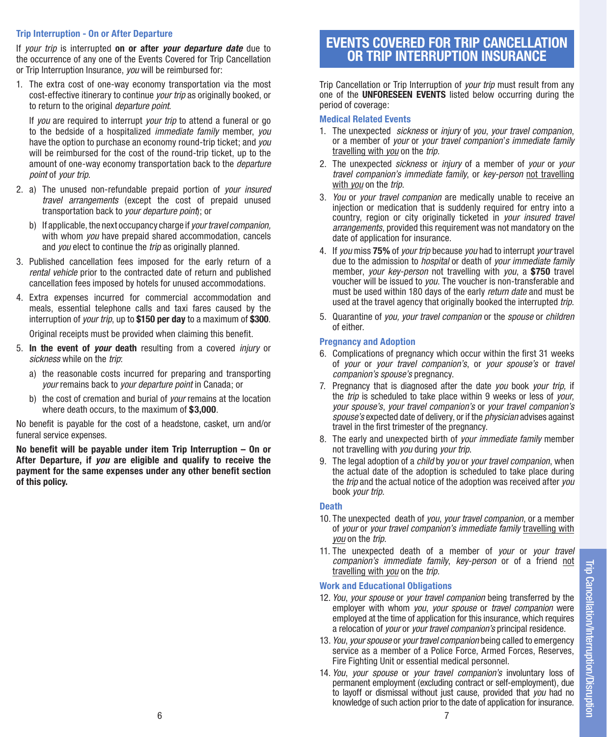### Trip Interruption - On or After Departure

If *your trip* is interrupted **on or after *your departure date*** due to the occurrence of any one of the Events Covered for Trip Cancellation or Trip Interruption Insurance, *you* will be reimbursed for:

1. The extra cost of one-way economy transportation via the most cost-effective itinerary to continue *your trip* as originally booked, or to return to the original *departure point*.

   If *you* are required to interrupt *your trip* to attend a funeral or go to the bedside of a hospitalized *immediate family* member, *you* have the option to purchase an economy round-trip ticket; and *you* will be reimbursed for the cost of the round-trip ticket, up to the amount of one-way economy transportation back to the *departure point* of *your trip*.

2. a) The unused non-refundable prepaid portion of *your insured travel arrangements* (except the cost of prepaid unused transportation back to *your departure point*); or

   b) If applicable, the next occupancy charge if *your travel companion,* with whom *you* have prepaid shared accommodation, cancels and *you* elect to continue the *trip* as originally planned.

3. Published cancellation fees imposed for the early return of a *rental vehicle* prior to the contracted date of return and published cancellation fees imposed by hotels for unused accommodations.

4. Extra expenses incurred for commercial accommodation and meals, essential telephone calls and taxi fares caused by the interruption of *your trip*, up to **$150 per day** to a maximum of **$300**.

   Original receipts must be provided when claiming this benefit.

5. **In the event of *your* death** resulting from a covered *injury* or *sickness* while on the *trip*:

   a) the reasonable costs incurred for preparing and transporting *your* remains back to *your departure point* in Canada; or

   b) the cost of cremation and burial of *your* remains at the location where death occurs, to the maximum of **$3,000**.

No benefit is payable for the cost of a headstone, casket, urn and/or funeral service expenses.

**No benefit will be payable under item Trip Interruption – On or After Departure, if *you* are eligible and qualify to receive the payment for the same expenses under any other benefit section of this policy.**

## EVENTS COVERED FOR TRIP CANCELLATION OR TRIP INTERRUPTION INSURANCE

Trip Cancellation or Trip Interruption of *your trip* must result from any one of the **UNFORESEEN EVENTS** listed below occurring during the period of coverage:

### Medical Related Events

1. The unexpected *sickness* or *injury* of *you*, *your travel companion*, or a member of *your* or *your travel companion's immediate family* travelling with *you* on the *trip*.
2. The unexpected *sickness* or *injury* of a member of *your* or *your travel companion's immediate family*, or *key-person* not travelling with *you* on the *trip*.
3. *You* or *your travel companion* are medically unable to receive an injection or medication that is suddenly required for entry into a country, region or city originally ticketed in *your insured travel arrangements*, provided this requirement was not mandatory on the date of application for insurance.
4. If *you* miss **75%** of *your trip* because *you* had to interrupt *your* travel due to the admission to *hospital* or death of *your immediate family* member, *your key-person* not travelling with *you*, a **$750** travel voucher will be issued to *you*. The voucher is non-transferable and must be used within 180 days of the early *return date* and must be used at the travel agency that originally booked the interrupted *trip*.
5. Quarantine of *you, your travel companion* or the *spouse* or *children* of either.

### Pregnancy and Adoption

6. Complications of pregnancy which occur within the first 31 weeks of *your* or *your travel companion's*, or *your spouse's* or *travel companion's spouse's* pregnancy.
7. Pregnancy that is diagnosed after the date *you* book *your trip,* if the *trip* is scheduled to take place within 9 weeks or less of *your*, *your spouse's*, *your travel companion's* or *your travel companion's spouse's* expected date of delivery, or if the *physician* advises against travel in the first trimester of the pregnancy.
8. The early and unexpected birth of *your immediate family* member not travelling with *you* during *your trip.*
9. The legal adoption of a *child* by *you* or *your travel companion*, when the actual date of the adoption is scheduled to take place during the *trip* and the actual notice of the adoption was received after *you* book *your trip*.

### Death

10. The unexpected death of *you*, *your travel companion*, or a member of *your* or *your travel companion's immediate family* travelling with *you* on the *trip*.
11. The unexpected death of a member of *your* or *your travel companion's immediate family*, *key-person* or of a friend not travelling with *you* on the *trip*.

### Work and Educational Obligations

12. *You*, *your spouse* or *your travel companion* being transferred by the employer with whom *you*, *your spouse* or *travel companion* were employed at the time of application for this insurance, which requires a relocation of *your* or *your travel companion's* principal residence.
13. *You*, *your spouse* or *your travel companion* being called to emergency service as a member of a Police Force, Armed Forces, Reserves, Fire Fighting Unit or essential medical personnel.
14. *You*, *your spouse* or *your travel companion's* involuntary loss of permanent employment (excluding contract or self-employment), due to layoff or dismissal without just cause, provided that *you* had no knowledge of such action prior to the date of application for insurance.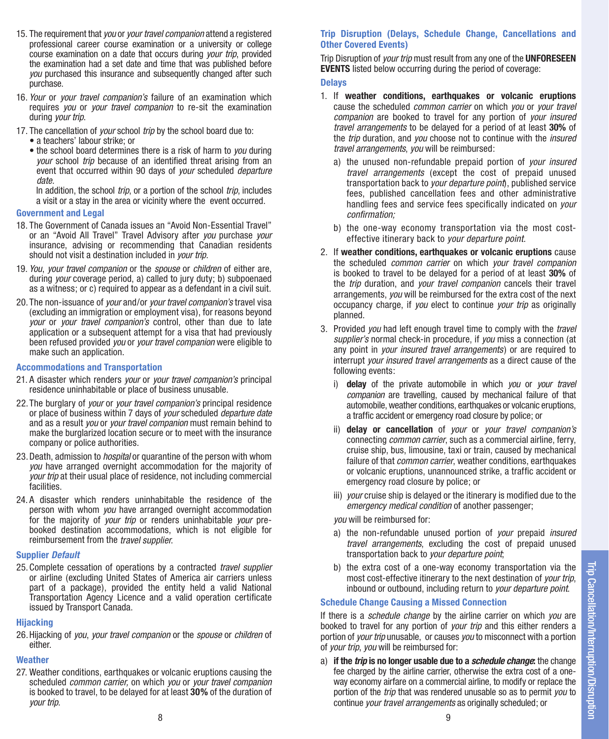15. The requirement that *you* or *your travel companion* attend a registered professional career course examination or a university or college course examination on a date that occurs during *your trip*, provided the examination had a set date and time that was published before *you* purchased this insurance and subsequently changed after such purchase.

16. *Your* or *your travel companion's* failure of an examination which requires *you* or *your travel companion* to re-sit the examination during *your trip*.

17. The cancellation of *your* school *trip* by the school board due to:
    - a teachers' labour strike; or
    - the school board determines there is a risk of harm to *you* during *your* school *trip* because of an identified threat arising from an event that occurred within 90 days of *your* scheduled *departure date.*

    In addition, the school *trip*, or a portion of the school *trip*, includes a visit or a stay in the area or vicinity where the event occurred.

### Government and Legal

18. The Government of Canada issues an "Avoid Non-Essential Travel" or an "Avoid All Travel" Travel Advisory after *you* purchase *your* insurance, advising or recommending that Canadian residents should not visit a destination included in *your trip*.

19. *You*, *your travel companion* or the *spouse* or *children* of either are, during *your* coverage period, a) called to jury duty; b) subpoenaed as a witness; or c) required to appear as a defendant in a civil suit.

20. The non-issuance of *your* and/or *your travel companion's* travel visa (excluding an immigration or employment visa), for reasons beyond *your* or *your travel companion's* control, other than due to late application or a subsequent attempt for a visa that had previously been refused provided *you* or *your travel companion* were eligible to make such an application.

### Accommodations and Transportation

21. A disaster which renders *your* or *your travel companion's* principal residence uninhabitable or place of business unusable.

22. The burglary of *your* or *your travel companion's* principal residence or place of business within 7 days of *your* scheduled *departure date* and as a result *you* or *your travel companion* must remain behind to make the burglarized location secure or to meet with the insurance company or police authorities.

23. Death, admission to *hospital* or quarantine of the person with whom *you* have arranged overnight accommodation for the majority of *your trip* at their usual place of residence, not including commercial facilities.

24. A disaster which renders uninhabitable the residence of the person with whom *you* have arranged overnight accommodation for the majority of *your trip* or renders uninhabitable *your* pre-booked destination accommodations, which is not eligible for reimbursement from the *travel supplier*.

### Supplier *Default*

25. Complete cessation of operations by a contracted *travel supplier* or airline (excluding United States of America air carriers unless part of a package), provided the entity held a valid National Transportation Agency Licence and a valid operation certificate issued by Transport Canada.

### Hijacking

26. Hijacking of *you*, *your travel companion* or the *spouse* or *children* of either.

### Weather

27. Weather conditions, earthquakes or volcanic eruptions causing the scheduled *common carrier,* on which *you* or *your travel companion* is booked to travel, to be delayed for at least **30%** of the duration of *your trip*.

## Trip Disruption (Delays, Schedule Change, Cancellations and Other Covered Events)

Trip Disruption of *your trip* must result from any one of the **UNFORESEEN EVENTS** listed below occurring during the period of coverage:

### Delays

1. If **weather conditions, earthquakes or volcanic eruptions** cause the scheduled *common carrier* on which *you* or *your travel companion* are booked to travel for any portion of *your insured travel arrangements* to be delayed for a period of at least **30%** of the *trip* duration, and *you* choose not to continue with the *insured travel arrangements*, *you* will be reimbursed:

   a) the unused non-refundable prepaid portion of *your insured travel arrangements* (except the cost of prepaid unused transportation back to *your departure point*), published service fees, published cancellation fees and other administrative handling fees and service fees specifically indicated on *your confirmation;*

   b) the one-way economy transportation via the most cost-effective itinerary back to *your departure point*.

2. If **weather conditions, earthquakes or volcanic eruptions** cause the scheduled *common carrier* on which *your travel companion* is booked to travel to be delayed for a period of at least **30%** of the *trip* duration, and *your travel companion* cancels their travel arrangements, *you* will be reimbursed for the extra cost of the next occupancy charge, if *you* elect to continue *your trip* as originally planned.

3. Provided *you* had left enough travel time to comply with the *travel supplier's* normal check-in procedure, if *you* miss a connection (at any point in *your insured travel arrangements*) or are required to interrupt *your insured travel arrangements* as a direct cause of the following events:

   i) **delay** of the private automobile in which *you* or *your travel companion* are travelling, caused by mechanical failure of that automobile, weather conditions, earthquakes or volcanic eruptions, a traffic accident or emergency road closure by police; or

   ii) **delay or cancellation** of *your* or *your travel companion's* connecting *common carrier*, such as a commercial airline, ferry, cruise ship, bus, limousine, taxi or train, caused by mechanical failure of that *common carrier*, weather conditions, earthquakes or volcanic eruptions, unannounced strike, a traffic accident or emergency road closure by police; or

   iii) *your* cruise ship is delayed or the itinerary is modified due to the *emergency medical condition* of another passenger;

   *you* will be reimbursed for:

   a) the non-refundable unused portion of *your* prepaid *insured travel arrangements*, excluding the cost of prepaid unused transportation back to *your departure point*;

   b) the extra cost of a one-way economy transportation via the most cost-effective itinerary to the next destination of *your trip*, inbound or outbound, including return to *your departure point*.

### Schedule Change Causing a Missed Connection

If there is a *schedule change* by the airline carrier on which *you* are booked to travel for any portion of *your trip* and this either renders a portion of *your trip* unusable, or causes *you* to misconnect with a portion of *your trip*, *you* will be reimbursed for:

a) **if the *trip* is no longer usable due to a *schedule change*:** the change fee charged by the airline carrier, otherwise the extra cost of a one-way economy airfare on a commercial airline, to modify or replace the portion of the *trip* that was rendered unusable so as to permit *you* to continue *your travel arrangements* as originally scheduled; or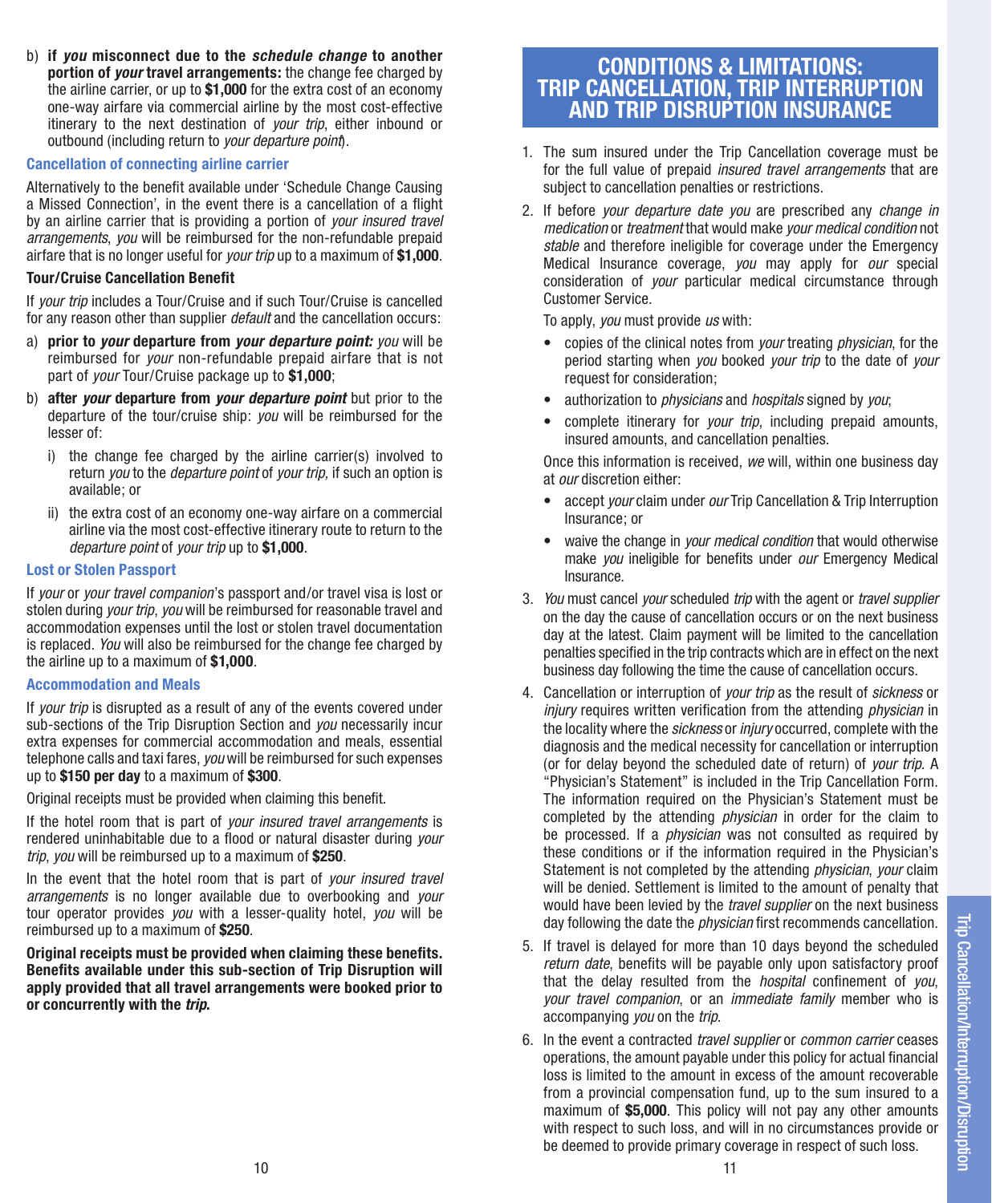b) **if *you* misconnect due to the *schedule change* to another portion of *your* travel arrangements:** the change fee charged by the airline carrier, or up to **$1,000** for the extra cost of an economy one-way airfare via commercial airline by the most cost-effective itinerary to the next destination of *your trip*, either inbound or outbound (including return to *your departure point*).

### Cancellation of connecting airline carrier

Alternatively to the benefit available under 'Schedule Change Causing a Missed Connection', in the event there is a cancellation of a flight by an airline carrier that is providing a portion of *your insured travel arrangements*, *you* will be reimbursed for the non-refundable prepaid airfare that is no longer useful for *your trip* up to a maximum of **$1,000**.

### Tour/Cruise Cancellation Benefit

If *your trip* includes a Tour/Cruise and if such Tour/Cruise is cancelled for any reason other than supplier *default* and the cancellation occurs:

a) **prior to *your* departure from *your departure point:*** *you* will be reimbursed for *your* non-refundable prepaid airfare that is not part of *your* Tour/Cruise package up to **$1,000**;

b) **after *your* departure from *your departure point*** but prior to the departure of the tour/cruise ship: *you* will be reimbursed for the lesser of:

   i) the change fee charged by the airline carrier(s) involved to return *you* to the *departure point* of *your trip,* if such an option is available; or

   ii) the extra cost of an economy one-way airfare on a commercial airline via the most cost-effective itinerary route to return to the *departure point* of *your trip* up to **$1,000**.

### Lost or Stolen Passport

If *your* or *your travel companion*'s passport and/or travel visa is lost or stolen during *your trip*, *you* will be reimbursed for reasonable travel and accommodation expenses until the lost or stolen travel documentation is replaced. *You* will also be reimbursed for the change fee charged by the airline up to a maximum of **$1,000**.

### Accommodation and Meals

If *your trip* is disrupted as a result of any of the events covered under sub-sections of the Trip Disruption Section and *you* necessarily incur extra expenses for commercial accommodation and meals, essential telephone calls and taxi fares, *you* will be reimbursed for such expenses up to **$150 per day** to a maximum of **$300**.

Original receipts must be provided when claiming this benefit.

If the hotel room that is part of *your insured travel arrangements* is rendered uninhabitable due to a flood or natural disaster during *your trip*, *you* will be reimbursed up to a maximum of **$250**.

In the event that the hotel room that is part of *your insured travel arrangements* is no longer available due to overbooking and *your* tour operator provides *you* with a lesser-quality hotel, *you* will be reimbursed up to a maximum of **$250**.

**Original receipts must be provided when claiming these benefits. Benefits available under this sub-section of Trip Disruption will apply provided that all travel arrangements were booked prior to or concurrently with the *trip*.**

## CONDITIONS & LIMITATIONS: TRIP CANCELLATION, TRIP INTERRUPTION AND TRIP DISRUPTION INSURANCE

1. The sum insured under the Trip Cancellation coverage must be for the full value of prepaid *insured travel arrangements* that are subject to cancellation penalties or restrictions.

2. If before *your departure date you* are prescribed any *change in medication* or *treatment* that would make *your medical condition* not *stable* and therefore ineligible for coverage under the Emergency Medical Insurance coverage, *you* may apply for *our* special consideration of *your* particular medical circumstance through Customer Service.

   To apply, *you* must provide *us* with:

   - copies of the clinical notes from *your* treating *physician*, for the period starting when *you* booked *your trip* to the date of *your* request for consideration;
   - authorization to *physicians* and *hospitals* signed by *you*;
   - complete itinerary for *your trip*, including prepaid amounts, insured amounts, and cancellation penalties.

   Once this information is received, *we* will, within one business day at *our* discretion either:

   - accept *your* claim under *our* Trip Cancellation & Trip Interruption Insurance; or
   - waive the change in *your medical condition* that would otherwise make *you* ineligible for benefits under *our* Emergency Medical Insurance.

3. *You* must cancel *your* scheduled *trip* with the agent or *travel supplier* on the day the cause of cancellation occurs or on the next business day at the latest. Claim payment will be limited to the cancellation penalties specified in the trip contracts which are in effect on the next business day following the time the cause of cancellation occurs.

4. Cancellation or interruption of *your trip* as the result of *sickness* or *injury* requires written verification from the attending *physician* in the locality where the *sickness* or *injury* occurred, complete with the diagnosis and the medical necessity for cancellation or interruption (or for delay beyond the scheduled date of return) of *your trip*. A "Physician's Statement" is included in the Trip Cancellation Form. The information required on the Physician's Statement must be completed by the attending *physician* in order for the claim to be processed. If a *physician* was not consulted as required by these conditions or if the information required in the Physician's Statement is not completed by the attending *physician*, *your* claim will be denied. Settlement is limited to the amount of penalty that would have been levied by the *travel supplier* on the next business day following the date the *physician* first recommends cancellation.

5. If travel is delayed for more than 10 days beyond the scheduled *return date*, benefits will be payable only upon satisfactory proof that the delay resulted from the *hospital* confinement of *you*, *your travel companion*, or an *immediate family* member who is accompanying *you* on the *trip*.

6. In the event a contracted *travel supplier* or *common carrier* ceases operations, the amount payable under this policy for actual financial loss is limited to the amount in excess of the amount recoverable from a provincial compensation fund, up to the sum insured to a maximum of **$5,000**. This policy will not pay any other amounts with respect to such loss, and will in no circumstances provide or be deemed to provide primary coverage in respect of such loss.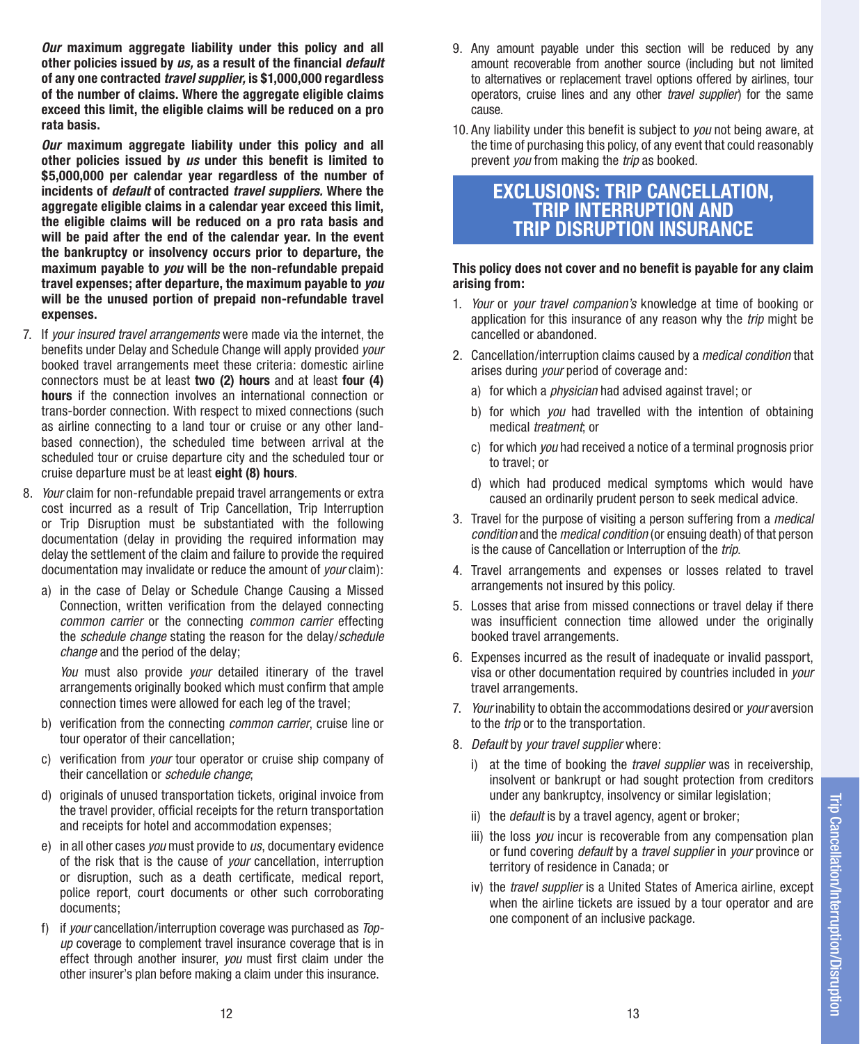***Our*** **maximum aggregate liability under this policy and all other policies issued by *us,* as a result of the financial *default* of any one contracted *travel supplier,* is $1,000,000 regardless of the number of claims. Where the aggregate eligible claims exceed this limit, the eligible claims will be reduced on a pro rata basis.**

***Our*** **maximum aggregate liability under this policy and all other policies issued by *us* under this benefit is limited to $5,000,000 per calendar year regardless of the number of incidents of *default* of contracted *travel suppliers.* Where the aggregate eligible claims in a calendar year exceed this limit, the eligible claims will be reduced on a pro rata basis and will be paid after the end of the calendar year. In the event the bankruptcy or insolvency occurs prior to departure, the maximum payable to *you* will be the non-refundable prepaid travel expenses; after departure, the maximum payable to *you* will be the unused portion of prepaid non-refundable travel expenses.**

7. If *your insured travel arrangements* were made via the internet, the benefits under Delay and Schedule Change will apply provided *your* booked travel arrangements meet these criteria: domestic airline connectors must be at least **two (2) hours** and at least **four (4) hours** if the connection involves an international connection or trans-border connection. With respect to mixed connections (such as airline connecting to a land tour or cruise or any other land-based connection), the scheduled time between arrival at the scheduled tour or cruise departure city and the scheduled tour or cruise departure must be at least **eight (8) hours**.
8. *Your* claim for non-refundable prepaid travel arrangements or extra cost incurred as a result of Trip Cancellation, Trip Interruption or Trip Disruption must be substantiated with the following documentation (delay in providing the required information may delay the settlement of the claim and failure to provide the required documentation may invalidate or reduce the amount of *your* claim):
   a) in the case of Delay or Schedule Change Causing a Missed Connection, written verification from the delayed connecting *common carrier* or the connecting *common carrier* effecting the *schedule change* stating the reason for the delay/*schedule change* and the period of the delay;

      *You* must also provide *your* detailed itinerary of the travel arrangements originally booked which must confirm that ample connection times were allowed for each leg of the travel;
   b) verification from the connecting *common carrier*, cruise line or tour operator of their cancellation;
   c) verification from *your* tour operator or cruise ship company of their cancellation or *schedule change*;
   d) originals of unused transportation tickets, original invoice from the travel provider, official receipts for the return transportation and receipts for hotel and accommodation expenses;
   e) in all other cases *you* must provide to *us*, documentary evidence of the risk that is the cause of *your* cancellation, interruption or disruption, such as a death certificate, medical report, police report, court documents or other such corroborating documents;
   f) if *your* cancellation/interruption coverage was purchased as *Top-up* coverage to complement travel insurance coverage that is in effect through another insurer, *you* must first claim under the other insurer's plan before making a claim under this insurance.
9. Any amount payable under this section will be reduced by any amount recoverable from another source (including but not limited to alternatives or replacement travel options offered by airlines, tour operators, cruise lines and any other *travel supplier*) for the same cause.
10. Any liability under this benefit is subject to *you* not being aware, at the time of purchasing this policy, of any event that could reasonably prevent *you* from making the *trip* as booked.

## EXCLUSIONS: TRIP CANCELLATION, TRIP INTERRUPTION AND TRIP DISRUPTION INSURANCE

**This policy does not cover and no benefit is payable for any claim arising from:**

1. *Your* or *your travel companion's* knowledge at time of booking or application for this insurance of any reason why the *trip* might be cancelled or abandoned.
2. Cancellation/interruption claims caused by a *medical condition* that arises during *your* period of coverage and:
   a) for which a *physician* had advised against travel; or
   b) for which *you* had travelled with the intention of obtaining medical *treatment*; or
   c) for which *you* had received a notice of a terminal prognosis prior to travel; or
   d) which had produced medical symptoms which would have caused an ordinarily prudent person to seek medical advice.
3. Travel for the purpose of visiting a person suffering from a *medical condition* and the *medical condition* (or ensuing death) of that person is the cause of Cancellation or Interruption of the *trip*.
4. Travel arrangements and expenses or losses related to travel arrangements not insured by this policy.
5. Losses that arise from missed connections or travel delay if there was insufficient connection time allowed under the originally booked travel arrangements.
6. Expenses incurred as the result of inadequate or invalid passport, visa or other documentation required by countries included in *your* travel arrangements.
7. *Your* inability to obtain the accommodations desired or *your* aversion to the *trip* or to the transportation.
8. *Default* by *your travel supplier* where:
   i) at the time of booking the *travel supplier* was in receivership, insolvent or bankrupt or had sought protection from creditors under any bankruptcy, insolvency or similar legislation;
   ii) the *default* is by a travel agency, agent or broker;
   iii) the loss *you* incur is recoverable from any compensation plan or fund covering *default* by a *travel supplier* in *your* province or territory of residence in Canada; or
   iv) the *travel supplier* is a United States of America airline, except when the airline tickets are issued by a tour operator and are one component of an inclusive package.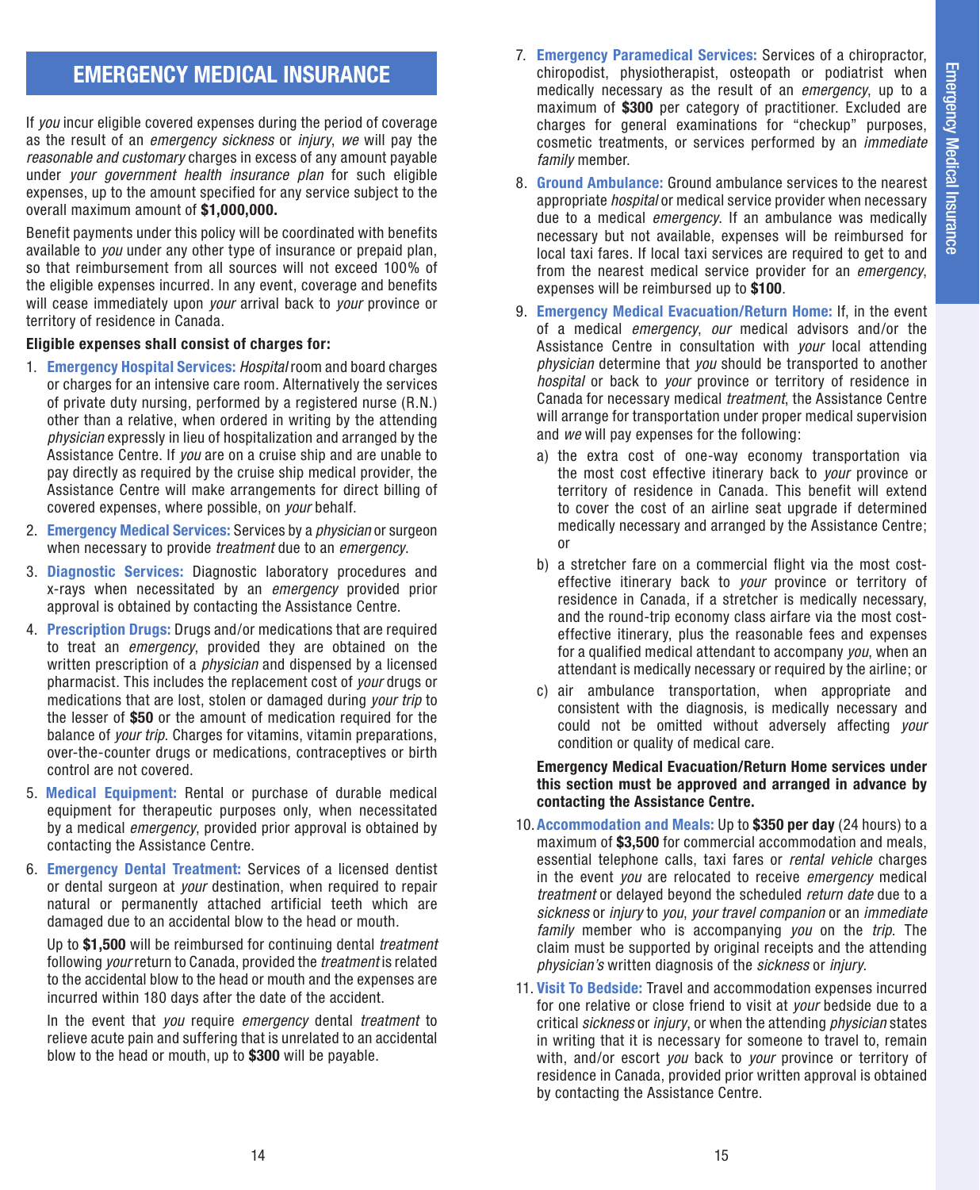# EMERGENCY MEDICAL INSURANCE

If *you* incur eligible covered expenses during the period of coverage as the result of an *emergency sickness* or *injury*, *we* will pay the *reasonable and customary* charges in excess of any amount payable under *your government health insurance plan* for such eligible expenses, up to the amount specified for any service subject to the overall maximum amount of **$1,000,000.**

Benefit payments under this policy will be coordinated with benefits available to *you* under any other type of insurance or prepaid plan, so that reimbursement from all sources will not exceed 100% of the eligible expenses incurred. In any event, coverage and benefits will cease immediately upon *your* arrival back to *your* province or territory of residence in Canada.

**Eligible expenses shall consist of charges for:**

1. **Emergency Hospital Services:** *Hospital* room and board charges or charges for an intensive care room. Alternatively the services of private duty nursing, performed by a registered nurse (R.N.) other than a relative, when ordered in writing by the attending *physician* expressly in lieu of hospitalization and arranged by the Assistance Centre. If *you* are on a cruise ship and are unable to pay directly as required by the cruise ship medical provider, the Assistance Centre will make arrangements for direct billing of covered expenses, where possible, on *your* behalf.
2. **Emergency Medical Services:** Services by a *physician* or surgeon when necessary to provide *treatment* due to an *emergency*.
3. **Diagnostic Services:** Diagnostic laboratory procedures and x-rays when necessitated by an *emergency* provided prior approval is obtained by contacting the Assistance Centre.
4. **Prescription Drugs:** Drugs and/or medications that are required to treat an *emergency*, provided they are obtained on the written prescription of a *physician* and dispensed by a licensed pharmacist. This includes the replacement cost of *your* drugs or medications that are lost, stolen or damaged during *your trip* to the lesser of **$50** or the amount of medication required for the balance of *your trip*. Charges for vitamins, vitamin preparations, over-the-counter drugs or medications, contraceptives or birth control are not covered.
5. **Medical Equipment:** Rental or purchase of durable medical equipment for therapeutic purposes only, when necessitated by a medical *emergency*, provided prior approval is obtained by contacting the Assistance Centre.
6. **Emergency Dental Treatment:** Services of a licensed dentist or dental surgeon at *your* destination, when required to repair natural or permanently attached artificial teeth which are damaged due to an accidental blow to the head or mouth.

   Up to **$1,500** will be reimbursed for continuing dental *treatment* following *your* return to Canada, provided the *treatment* is related to the accidental blow to the head or mouth and the expenses are incurred within 180 days after the date of the accident.

   In the event that *you* require *emergency* dental *treatment* to relieve acute pain and suffering that is unrelated to an accidental blow to the head or mouth, up to **$300** will be payable.
7. **Emergency Paramedical Services:** Services of a chiropractor, chiropodist, physiotherapist, osteopath or podiatrist when medically necessary as the result of an *emergency*, up to a maximum of **$300** per category of practitioner. Excluded are charges for general examinations for "checkup" purposes, cosmetic treatments, or services performed by an *immediate family* member.
8. **Ground Ambulance:** Ground ambulance services to the nearest appropriate *hospital* or medical service provider when necessary due to a medical *emergency*. If an ambulance was medically necessary but not available, expenses will be reimbursed for local taxi fares. If local taxi services are required to get to and from the nearest medical service provider for an *emergency*, expenses will be reimbursed up to **$100**.
9. **Emergency Medical Evacuation/Return Home:** If, in the event of a medical *emergency*, *our* medical advisors and/or the Assistance Centre in consultation with *your* local attending *physician* determine that *you* should be transported to another *hospital* or back to *your* province or territory of residence in Canada for necessary medical *treatment*, the Assistance Centre will arrange for transportation under proper medical supervision and *we* will pay expenses for the following:
   a) the extra cost of one-way economy transportation via the most cost effective itinerary back to *your* province or territory of residence in Canada. This benefit will extend to cover the cost of an airline seat upgrade if determined medically necessary and arranged by the Assistance Centre; or
   b) a stretcher fare on a commercial flight via the most cost-effective itinerary back to *your* province or territory of residence in Canada, if a stretcher is medically necessary, and the round-trip economy class airfare via the most cost-effective itinerary, plus the reasonable fees and expenses for a qualified medical attendant to accompany *you*, when an attendant is medically necessary or required by the airline; or
   c) air ambulance transportation, when appropriate and consistent with the diagnosis, is medically necessary and could not be omitted without adversely affecting *your* condition or quality of medical care.

   **Emergency Medical Evacuation/Return Home services under this section must be approved and arranged in advance by contacting the Assistance Centre.**
10. **Accommodation and Meals:** Up to **$350 per day** (24 hours) to a maximum of **$3,500** for commercial accommodation and meals, essential telephone calls, taxi fares or *rental vehicle* charges in the event *you* are relocated to receive *emergency* medical *treatment* or delayed beyond the scheduled *return date* due to a *sickness* or *injury* to *you*, *your travel companion* or an *immediate family* member who is accompanying *you* on the *trip*. The claim must be supported by original receipts and the attending *physician's* written diagnosis of the *sickness* or *injury*.
11. **Visit To Bedside:** Travel and accommodation expenses incurred for one relative or close friend to visit at *your* bedside due to a critical *sickness* or *injury*, or when the attending *physician* states in writing that it is necessary for someone to travel to, remain with, and/or escort *you* back to *your* province or territory of residence in Canada, provided prior written approval is obtained by contacting the Assistance Centre.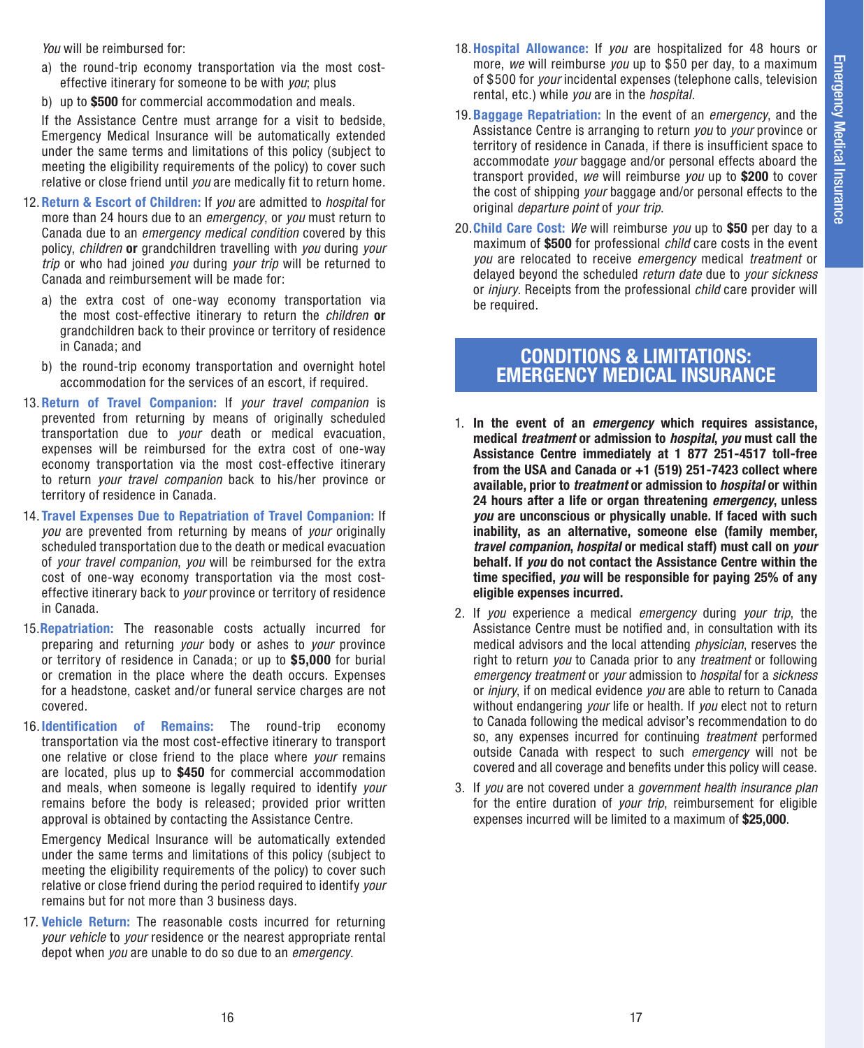*You* will be reimbursed for:

a) the round-trip economy transportation via the most cost-effective itinerary for someone to be with *you*; plus

b) up to **$500** for commercial accommodation and meals.

If the Assistance Centre must arrange for a visit to bedside, Emergency Medical Insurance will be automatically extended under the same terms and limitations of this policy (subject to meeting the eligibility requirements of the policy) to cover such relative or close friend until *you* are medically fit to return home.

12. **Return & Escort of Children:** If *you* are admitted to *hospital* for more than 24 hours due to an *emergency*, or *you* must return to Canada due to an *emergency medical condition* covered by this policy, *children* **or** grandchildren travelling with *you* during *your trip* or who had joined *you* during *your trip* will be returned to Canada and reimbursement will be made for:

    a) the extra cost of one-way economy transportation via the most cost-effective itinerary to return the *children* **or** grandchildren back to their province or territory of residence in Canada; and

    b) the round-trip economy transportation and overnight hotel accommodation for the services of an escort, if required.

13. **Return of Travel Companion:** If *your travel companion* is prevented from returning by means of originally scheduled transportation due to *your* death or medical evacuation, expenses will be reimbursed for the extra cost of one-way economy transportation via the most cost-effective itinerary to return *your travel companion* back to his/her province or territory of residence in Canada.

14. **Travel Expenses Due to Repatriation of Travel Companion:** If *you* are prevented from returning by means of *your* originally scheduled transportation due to the death or medical evacuation of *your travel companion*, *you* will be reimbursed for the extra cost of one-way economy transportation via the most cost-effective itinerary back to *your* province or territory of residence in Canada.

15. **Repatriation:** The reasonable costs actually incurred for preparing and returning *your* body or ashes to *your* province or territory of residence in Canada; or up to **$5,000** for burial or cremation in the place where the death occurs. Expenses for a headstone, casket and/or funeral service charges are not covered.

16. **Identification of Remains:** The round-trip economy transportation via the most cost-effective itinerary to transport one relative or close friend to the place where *your* remains are located, plus up to **$450** for commercial accommodation and meals, when someone is legally required to identify *your* remains before the body is released; provided prior written approval is obtained by contacting the Assistance Centre.

    Emergency Medical Insurance will be automatically extended under the same terms and limitations of this policy (subject to meeting the eligibility requirements of the policy) to cover such relative or close friend during the period required to identify *your* remains but for not more than 3 business days.

17. **Vehicle Return:** The reasonable costs incurred for returning *your vehicle* to *your* residence or the nearest appropriate rental depot when *you* are unable to do so due to an *emergency*.

18. **Hospital Allowance:** If *you* are hospitalized for 48 hours or more, *we* will reimburse *you* up to $50 per day, to a maximum of $500 for *your* incidental expenses (telephone calls, television rental, etc.) while *you* are in the *hospital*.

19. **Baggage Repatriation:** In the event of an *emergency*, and the Assistance Centre is arranging to return *you* to *your* province or territory of residence in Canada, if there is insufficient space to accommodate *your* baggage and/or personal effects aboard the transport provided, *we* will reimburse *you* up to **$200** to cover the cost of shipping *your* baggage and/or personal effects to the original *departure point* of *your trip*.

20. **Child Care Cost:** *We* will reimburse *you* up to **$50** per day to a maximum of **$500** for professional *child* care costs in the event *you* are relocated to receive *emergency* medical *treatment* or delayed beyond the scheduled *return date* due to *your sickness* or *injury*. Receipts from the professional *child* care provider will be required.

## CONDITIONS & LIMITATIONS: EMERGENCY MEDICAL INSURANCE

1. **In the event of an *emergency* which requires assistance, medical *treatment* or admission to *hospital*, *you* must call the Assistance Centre immediately at 1 877 251-4517 toll-free from the USA and Canada or +1 (519) 251-7423 collect where available, prior to *treatment* or admission to *hospital* or within 24 hours after a life or organ threatening *emergency*, unless *you* are unconscious or physically unable. If faced with such inability, as an alternative, someone else (family member, *travel companion*, *hospital* or medical staff) must call on *your* behalf. If *you* do not contact the Assistance Centre within the time specified, *you* will be responsible for paying 25% of any eligible expenses incurred.**

2. If *you* experience a medical *emergency* during *your trip*, the Assistance Centre must be notified and, in consultation with its medical advisors and the local attending *physician*, reserves the right to return *you* to Canada prior to any *treatment* or following *emergency treatment* or *your* admission to *hospital* for a *sickness* or *injury*, if on medical evidence *you* are able to return to Canada without endangering *your* life or health. If *you* elect not to return to Canada following the medical advisor's recommendation to do so, any expenses incurred for continuing *treatment* performed outside Canada with respect to such *emergency* will not be covered and all coverage and benefits under this policy will cease.

3. If *you* are not covered under a *government health insurance plan* for the entire duration of *your trip*, reimbursement for eligible expenses incurred will be limited to a maximum of **$25,000**.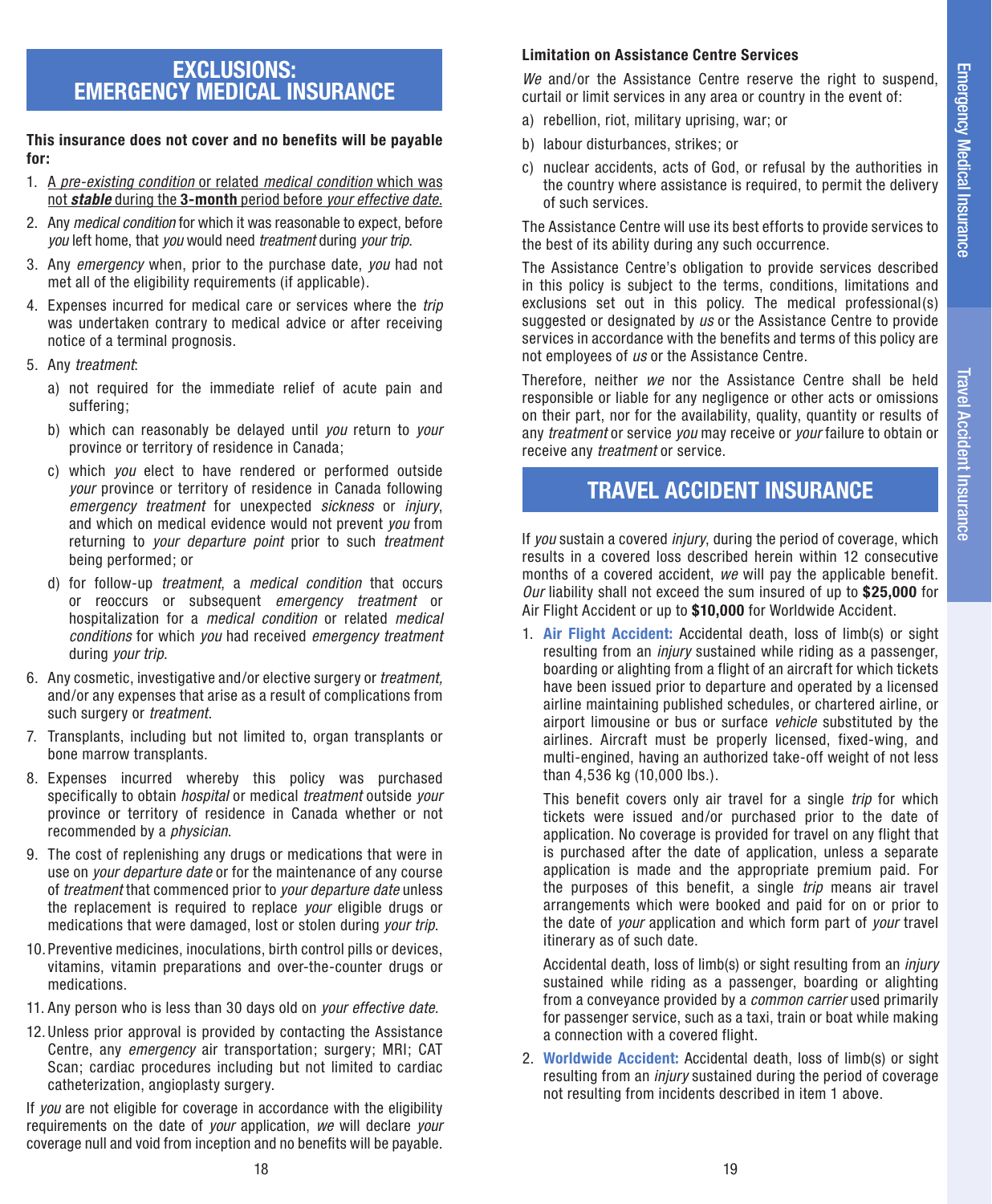## EXCLUSIONS: EMERGENCY MEDICAL INSURANCE

**This insurance does not cover and no benefits will be payable for:**

1. A *pre-existing condition* or related *medical condition* which was not ***stable*** during the **3-month** period before *your effective date*.
2. Any *medical condition* for which it was reasonable to expect, before *you* left home, that *you* would need *treatment* during *your trip*.
3. Any *emergency* when, prior to the purchase date, *you* had not met all of the eligibility requirements (if applicable).
4. Expenses incurred for medical care or services where the *trip* was undertaken contrary to medical advice or after receiving notice of a terminal prognosis.
5. Any *treatment*:
   a) not required for the immediate relief of acute pain and suffering;
   b) which can reasonably be delayed until *you* return to *your* province or territory of residence in Canada;
   c) which *you* elect to have rendered or performed outside *your* province or territory of residence in Canada following *emergency treatment* for unexpected *sickness* or *injury*, and which on medical evidence would not prevent *you* from returning to *your departure point* prior to such *treatment* being performed; or
   d) for follow-up *treatment*, a *medical condition* that occurs or reoccurs or subsequent *emergency treatment* or hospitalization for a *medical condition* or related *medical conditions* for which *you* had received *emergency treatment* during *your trip*.
6. Any cosmetic, investigative and/or elective surgery or *treatment,* and/or any expenses that arise as a result of complications from such surgery or *treatment*.
7. Transplants, including but not limited to, organ transplants or bone marrow transplants.
8. Expenses incurred whereby this policy was purchased specifically to obtain *hospital* or medical *treatment* outside *your* province or territory of residence in Canada whether or not recommended by a *physician*.
9. The cost of replenishing any drugs or medications that were in use on *your departure date* or for the maintenance of any course of *treatment* that commenced prior to *your departure date* unless the replacement is required to replace *your* eligible drugs or medications that were damaged, lost or stolen during *your trip*.
10. Preventive medicines, inoculations, birth control pills or devices, vitamins, vitamin preparations and over-the-counter drugs or medications.
11. Any person who is less than 30 days old on *your effective date*.
12. Unless prior approval is provided by contacting the Assistance Centre, any *emergency* air transportation; surgery; MRI; CAT Scan; cardiac procedures including but not limited to cardiac catheterization, angioplasty surgery.

If *you* are not eligible for coverage in accordance with the eligibility requirements on the date of *your* application, *we* will declare *your* coverage null and void from inception and no benefits will be payable.

**Limitation on Assistance Centre Services**

*We* and/or the Assistance Centre reserve the right to suspend, curtail or limit services in any area or country in the event of:

a) rebellion, riot, military uprising, war; or
b) labour disturbances, strikes; or
c) nuclear accidents, acts of God, or refusal by the authorities in the country where assistance is required, to permit the delivery of such services.

The Assistance Centre will use its best efforts to provide services to the best of its ability during any such occurrence.

The Assistance Centre's obligation to provide services described in this policy is subject to the terms, conditions, limitations and exclusions set out in this policy. The medical professional(s) suggested or designated by *us* or the Assistance Centre to provide services in accordance with the benefits and terms of this policy are not employees of *us* or the Assistance Centre.

Therefore, neither *we* nor the Assistance Centre shall be held responsible or liable for any negligence or other acts or omissions on their part, nor for the availability, quality, quantity or results of any *treatment* or service *you* may receive or *your* failure to obtain or receive any *treatment* or service.

## TRAVEL ACCIDENT INSURANCE

If *you* sustain a covered *injury*, during the period of coverage, which results in a covered loss described herein within 12 consecutive months of a covered accident, *we* will pay the applicable benefit. *Our* liability shall not exceed the sum insured of up to **$25,000** for Air Flight Accident or up to **$10,000** for Worldwide Accident.

1. **Air Flight Accident:** Accidental death, loss of limb(s) or sight resulting from an *injury* sustained while riding as a passenger, boarding or alighting from a flight of an aircraft for which tickets have been issued prior to departure and operated by a licensed airline maintaining published schedules, or chartered airline, or airport limousine or bus or surface *vehicle* substituted by the airlines. Aircraft must be properly licensed, fixed-wing, and multi-engined, having an authorized take-off weight of not less than 4,536 kg (10,000 lbs.).

   This benefit covers only air travel for a single *trip* for which tickets were issued and/or purchased prior to the date of application. No coverage is provided for travel on any flight that is purchased after the date of application, unless a separate application is made and the appropriate premium paid. For the purposes of this benefit, a single *trip* means air travel arrangements which were booked and paid for on or prior to the date of *your* application and which form part of *your* travel itinerary as of such date.

   Accidental death, loss of limb(s) or sight resulting from an *injury* sustained while riding as a passenger, boarding or alighting from a conveyance provided by a *common carrier* used primarily for passenger service, such as a taxi, train or boat while making a connection with a covered flight.

2. **Worldwide Accident:** Accidental death, loss of limb(s) or sight resulting from an *injury* sustained during the period of coverage not resulting from incidents described in item 1 above.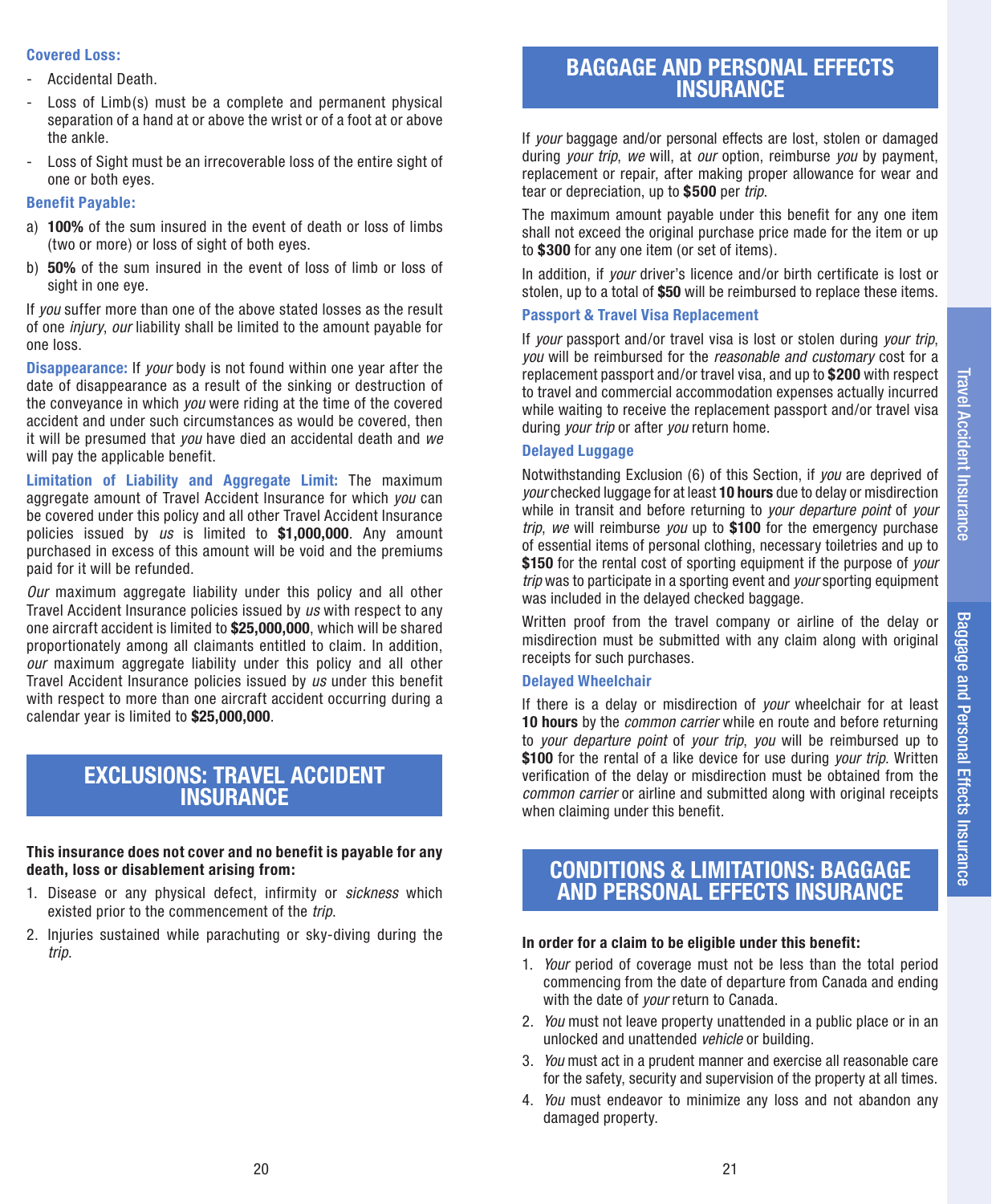**Covered Loss:**

- Accidental Death.
- Loss of Limb(s) must be a complete and permanent physical separation of a hand at or above the wrist or of a foot at or above the ankle.
- Loss of Sight must be an irrecoverable loss of the entire sight of one or both eyes.

**Benefit Payable:**

a) **100%** of the sum insured in the event of death or loss of limbs (two or more) or loss of sight of both eyes.

b) **50%** of the sum insured in the event of loss of limb or loss of sight in one eye.

If *you* suffer more than one of the above stated losses as the result of one *injury*, *our* liability shall be limited to the amount payable for one loss.

**Disappearance:** If *your* body is not found within one year after the date of disappearance as a result of the sinking or destruction of the conveyance in which *you* were riding at the time of the covered accident and under such circumstances as would be covered, then it will be presumed that *you* have died an accidental death and *we* will pay the applicable benefit.

**Limitation of Liability and Aggregate Limit:** The maximum aggregate amount of Travel Accident Insurance for which *you* can be covered under this policy and all other Travel Accident Insurance policies issued by *us* is limited to **$1,000,000**. Any amount purchased in excess of this amount will be void and the premiums paid for it will be refunded.

*Our* maximum aggregate liability under this policy and all other Travel Accident Insurance policies issued by *us* with respect to any one aircraft accident is limited to **$25,000,000**, which will be shared proportionately among all claimants entitled to claim. In addition, *our* maximum aggregate liability under this policy and all other Travel Accident Insurance policies issued by *us* under this benefit with respect to more than one aircraft accident occurring during a calendar year is limited to **$25,000,000**.

## EXCLUSIONS: TRAVEL ACCIDENT INSURANCE

**This insurance does not cover and no benefit is payable for any death, loss or disablement arising from:**

1. Disease or any physical defect, infirmity or *sickness* which existed prior to the commencement of the *trip*.
2. Injuries sustained while parachuting or sky-diving during the *trip*.

## BAGGAGE AND PERSONAL EFFECTS INSURANCE

If *your* baggage and/or personal effects are lost, stolen or damaged during *your trip*, *we* will, at *our* option, reimburse *you* by payment, replacement or repair, after making proper allowance for wear and tear or depreciation, up to **$500** per *trip*.

The maximum amount payable under this benefit for any one item shall not exceed the original purchase price made for the item or up to **$300** for any one item (or set of items).

In addition, if *your* driver's licence and/or birth certificate is lost or stolen, up to a total of **$50** will be reimbursed to replace these items.

### Passport & Travel Visa Replacement

If *your* passport and/or travel visa is lost or stolen during *your trip*, *you* will be reimbursed for the *reasonable and customary* cost for a replacement passport and/or travel visa, and up to **$200** with respect to travel and commercial accommodation expenses actually incurred while waiting to receive the replacement passport and/or travel visa during *your trip* or after *you* return home.

### Delayed Luggage

Notwithstanding Exclusion (6) of this Section, if *you* are deprived of *your* checked luggage for at least **10 hours** due to delay or misdirection while in transit and before returning to *your departure point* of *your trip*, *we* will reimburse *you* up to **$100** for the emergency purchase of essential items of personal clothing, necessary toiletries and up to **$150** for the rental cost of sporting equipment if the purpose of *your trip* was to participate in a sporting event and *your* sporting equipment was included in the delayed checked baggage.

Written proof from the travel company or airline of the delay or misdirection must be submitted with any claim along with original receipts for such purchases.

### Delayed Wheelchair

If there is a delay or misdirection of *your* wheelchair for at least **10 hours** by the *common carrier* while en route and before returning to *your departure point* of *your trip*, *you* will be reimbursed up to **$100** for the rental of a like device for use during *your trip*. Written verification of the delay or misdirection must be obtained from the *common carrier* or airline and submitted along with original receipts when claiming under this benefit.

## CONDITIONS & LIMITATIONS: BAGGAGE AND PERSONAL EFFECTS INSURANCE

**In order for a claim to be eligible under this benefit:**

1. *Your* period of coverage must not be less than the total period commencing from the date of departure from Canada and ending with the date of *your* return to Canada.
2. *You* must not leave property unattended in a public place or in an unlocked and unattended *vehicle* or building.
3. *You* must act in a prudent manner and exercise all reasonable care for the safety, security and supervision of the property at all times.
4. *You* must endeavor to minimize any loss and not abandon any damaged property.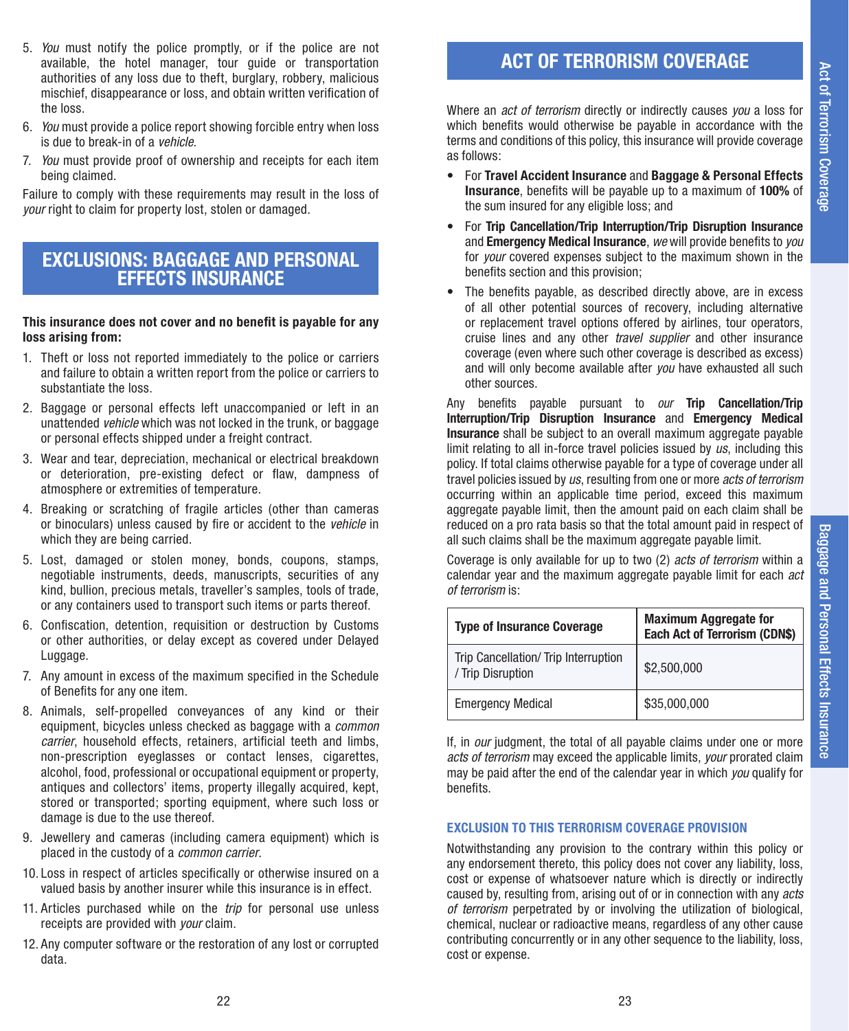5. *You* must notify the police promptly, or if the police are not available, the hotel manager, tour guide or transportation authorities of any loss due to theft, burglary, robbery, malicious mischief, disappearance or loss, and obtain written verification of the loss.
6. *You* must provide a police report showing forcible entry when loss is due to break-in of a *vehicle*.
7. *You* must provide proof of ownership and receipts for each item being claimed.

Failure to comply with these requirements may result in the loss of *your* right to claim for property lost, stolen or damaged.

## EXCLUSIONS: BAGGAGE AND PERSONAL EFFECTS INSURANCE

**This insurance does not cover and no benefit is payable for any loss arising from:**

1. Theft or loss not reported immediately to the police or carriers and failure to obtain a written report from the police or carriers to substantiate the loss.
2. Baggage or personal effects left unaccompanied or left in an unattended *vehicle* which was not locked in the trunk, or baggage or personal effects shipped under a freight contract.
3. Wear and tear, depreciation, mechanical or electrical breakdown or deterioration, pre-existing defect or flaw, dampness of atmosphere or extremities of temperature.
4. Breaking or scratching of fragile articles (other than cameras or binoculars) unless caused by fire or accident to the *vehicle* in which they are being carried.
5. Lost, damaged or stolen money, bonds, coupons, stamps, negotiable instruments, deeds, manuscripts, securities of any kind, bullion, precious metals, traveller's samples, tools of trade, or any containers used to transport such items or parts thereof.
6. Confiscation, detention, requisition or destruction by Customs or other authorities, or delay except as covered under Delayed Luggage.
7. Any amount in excess of the maximum specified in the Schedule of Benefits for any one item.
8. Animals, self-propelled conveyances of any kind or their equipment, bicycles unless checked as baggage with a *common carrier*, household effects, retainers, artificial teeth and limbs, non-prescription eyeglasses or contact lenses, cigarettes, alcohol, food, professional or occupational equipment or property, antiques and collectors' items, property illegally acquired, kept, stored or transported; sporting equipment, where such loss or damage is due to the use thereof.
9. Jewellery and cameras (including camera equipment) which is placed in the custody of a *common carrier*.
10. Loss in respect of articles specifically or otherwise insured on a valued basis by another insurer while this insurance is in effect.
11. Articles purchased while on the *trip* for personal use unless receipts are provided with *your* claim.
12. Any computer software or the restoration of any lost or corrupted data.

## ACT OF TERRORISM COVERAGE

Where an *act of terrorism* directly or indirectly causes *you* a loss for which benefits would otherwise be payable in accordance with the terms and conditions of this policy, this insurance will provide coverage as follows:

- For **Travel Accident Insurance** and **Baggage & Personal Effects Insurance**, benefits will be payable up to a maximum of **100%** of the sum insured for any eligible loss; and
- For **Trip Cancellation/Trip Interruption/Trip Disruption Insurance** and **Emergency Medical Insurance**, *we* will provide benefits to *you* for *your* covered expenses subject to the maximum shown in the benefits section and this provision;
- The benefits payable, as described directly above, are in excess of all other potential sources of recovery, including alternative or replacement travel options offered by airlines, tour operators, cruise lines and any other *travel supplier* and other insurance coverage (even where such other coverage is described as excess) and will only become available after *you* have exhausted all such other sources.

Any benefits payable pursuant to *our* **Trip Cancellation/Trip Interruption/Trip Disruption Insurance** and **Emergency Medical Insurance** shall be subject to an overall maximum aggregate payable limit relating to all in-force travel policies issued by *us*, including this policy. If total claims otherwise payable for a type of coverage under all travel policies issued by *us*, resulting from one or more *acts of terrorism* occurring within an applicable time period, exceed this maximum aggregate payable limit, then the amount paid on each claim shall be reduced on a pro rata basis so that the total amount paid in respect of all such claims shall be the maximum aggregate payable limit.

Coverage is only available for up to two (2) *acts of terrorism* within a calendar year and the maximum aggregate payable limit for each *act of terrorism* is:

| Type of Insurance Coverage | Maximum Aggregate for Each Act of Terrorism (CDN$) |
|---|---|
| Trip Cancellation/ Trip Interruption / Trip Disruption | $2,500,000 |
| Emergency Medical | $35,000,000 |

If, in *our* judgment, the total of all payable claims under one or more *acts of terrorism* may exceed the applicable limits, *your* prorated claim may be paid after the end of the calendar year in which *you* qualify for benefits.

### EXCLUSION TO THIS TERRORISM COVERAGE PROVISION

Notwithstanding any provision to the contrary within this policy or any endorsement thereto, this policy does not cover any liability, loss, cost or expense of whatsoever nature which is directly or indirectly caused by, resulting from, arising out of or in connection with any *acts of terrorism* perpetrated by or involving the utilization of biological, chemical, nuclear or radioactive means, regardless of any other cause contributing concurrently or in any other sequence to the liability, loss, cost or expense.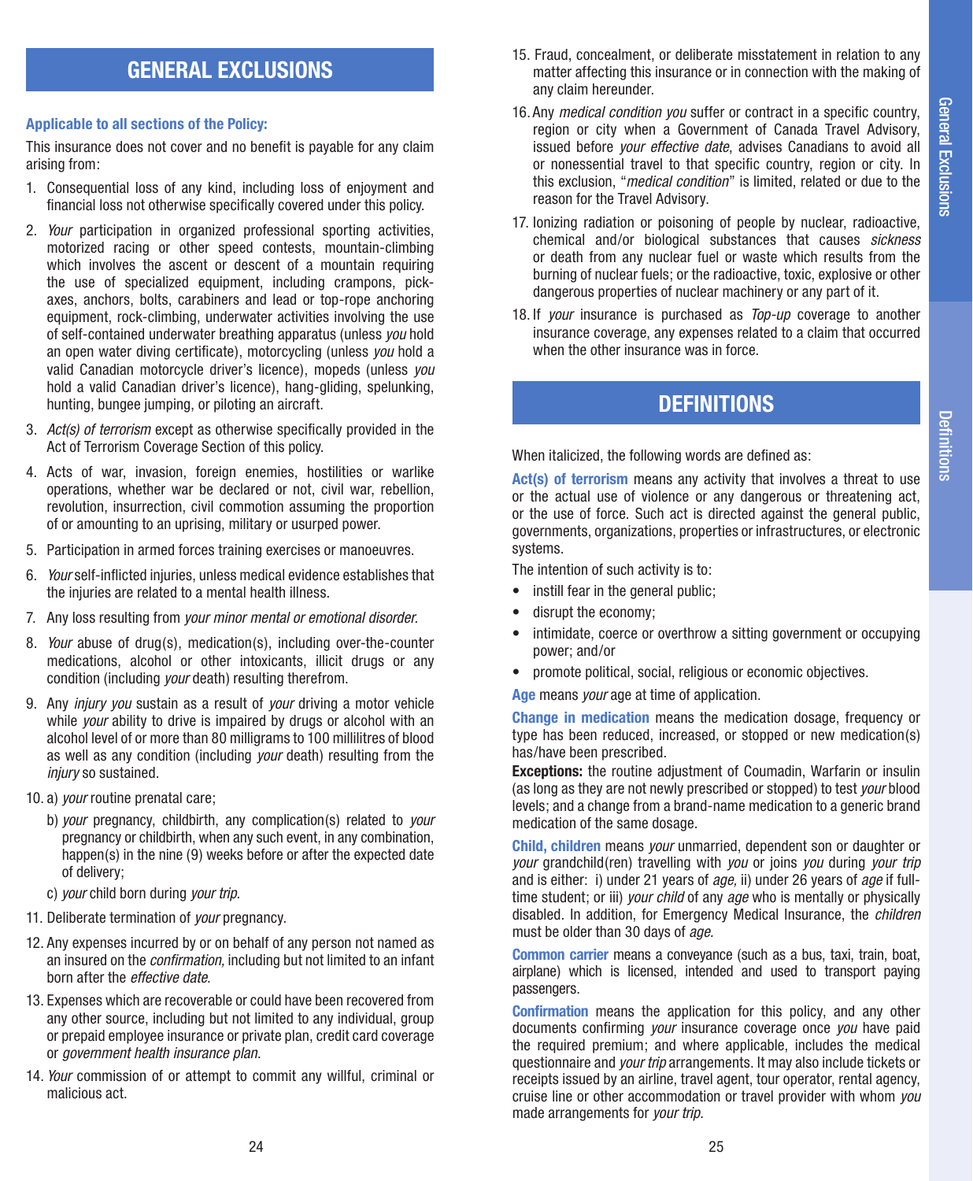## GENERAL EXCLUSIONS

**Applicable to all sections of the Policy:**

This insurance does not cover and no benefit is payable for any claim arising from:

1. Consequential loss of any kind, including loss of enjoyment and financial loss not otherwise specifically covered under this policy.
2. *Your* participation in organized professional sporting activities, motorized racing or other speed contests, mountain-climbing which involves the ascent or descent of a mountain requiring the use of specialized equipment, including crampons, pick-axes, anchors, bolts, carabiners and lead or top-rope anchoring equipment, rock-climbing, underwater activities involving the use of self-contained underwater breathing apparatus (unless *you* hold an open water diving certificate), motorcycling (unless *you* hold a valid Canadian motorcycle driver's licence), mopeds (unless *you* hold a valid Canadian driver's licence), hang-gliding, spelunking, hunting, bungee jumping, or piloting an aircraft.
3. *Act(s) of terrorism* except as otherwise specifically provided in the Act of Terrorism Coverage Section of this policy.
4. Acts of war, invasion, foreign enemies, hostilities or warlike operations, whether war be declared or not, civil war, rebellion, revolution, insurrection, civil commotion assuming the proportion of or amounting to an uprising, military or usurped power.
5. Participation in armed forces training exercises or manoeuvres.
6. *Your* self-inflicted injuries, unless medical evidence establishes that the injuries are related to a mental health illness.
7. Any loss resulting from *your minor mental or emotional disorder.*
8. *Your* abuse of drug(s), medication(s), including over-the-counter medications, alcohol or other intoxicants, illicit drugs or any condition (including *your* death) resulting therefrom.
9. Any *injury you* sustain as a result of *your* driving a motor vehicle while *your* ability to drive is impaired by drugs or alcohol with an alcohol level of or more than 80 milligrams to 100 millilitres of blood as well as any condition (including *your* death) resulting from the *injury* so sustained.
10. a) *your* routine prenatal care;
    b) *your* pregnancy, childbirth, any complication(s) related to *your* pregnancy or childbirth, when any such event, in any combination, happen(s) in the nine (9) weeks before or after the expected date of delivery;
    c) *your* child born during *your trip*.
11. Deliberate termination of *your* pregnancy.
12. Any expenses incurred by or on behalf of any person not named as an insured on the *confirmation,* including but not limited to an infant born after the *effective date*.
13. Expenses which are recoverable or could have been recovered from any other source, including but not limited to any individual, group or prepaid employee insurance or private plan, credit card coverage or *government health insurance plan*.
14. *Your* commission of or attempt to commit any willful, criminal or malicious act.
15. Fraud, concealment, or deliberate misstatement in relation to any matter affecting this insurance or in connection with the making of any claim hereunder.
16. Any *medical condition you* suffer or contract in a specific country, region or city when a Government of Canada Travel Advisory, issued before *your effective date*, advises Canadians to avoid all or nonessential travel to that specific country, region or city. In this exclusion, "*medical condition*" is limited, related or due to the reason for the Travel Advisory.
17. Ionizing radiation or poisoning of people by nuclear, radioactive, chemical and/or biological substances that causes *sickness* or death from any nuclear fuel or waste which results from the burning of nuclear fuels; or the radioactive, toxic, explosive or other dangerous properties of nuclear machinery or any part of it.
18. If *your* insurance is purchased as *Top-up* coverage to another insurance coverage, any expenses related to a claim that occurred when the other insurance was in force.

## DEFINITIONS

When italicized, the following words are defined as:

**Act(s) of terrorism** means any activity that involves a threat to use or the actual use of violence or any dangerous or threatening act, or the use of force. Such act is directed against the general public, governments, organizations, properties or infrastructures, or electronic systems.

The intention of such activity is to:

- instill fear in the general public;
- disrupt the economy;
- intimidate, coerce or overthrow a sitting government or occupying power; and/or
- promote political, social, religious or economic objectives.

**Age** means *your* age at time of application.

**Change in medication** means the medication dosage, frequency or type has been reduced, increased, or stopped or new medication(s) has/have been prescribed.

**Exceptions:** the routine adjustment of Coumadin, Warfarin or insulin (as long as they are not newly prescribed or stopped) to test *your* blood levels; and a change from a brand-name medication to a generic brand medication of the same dosage.

**Child, children** means *your* unmarried, dependent son or daughter or *your* grandchild(ren) travelling with *you* or joins *you* during *your trip* and is either: i) under 21 years of *age,* ii) under 26 years of *age* if full-time student; or iii) *your child* of any *age* who is mentally or physically disabled. In addition, for Emergency Medical Insurance, the *children* must be older than 30 days of *age.*

**Common carrier** means a conveyance (such as a bus, taxi, train, boat, airplane) which is licensed, intended and used to transport paying passengers.

**Confirmation** means the application for this policy, and any other documents confirming *your* insurance coverage once *you* have paid the required premium; and where applicable, includes the medical questionnaire and *your trip* arrangements. It may also include tickets or receipts issued by an airline, travel agent, tour operator, rental agency, cruise line or other accommodation or travel provider with whom *you* made arrangements for *your trip.*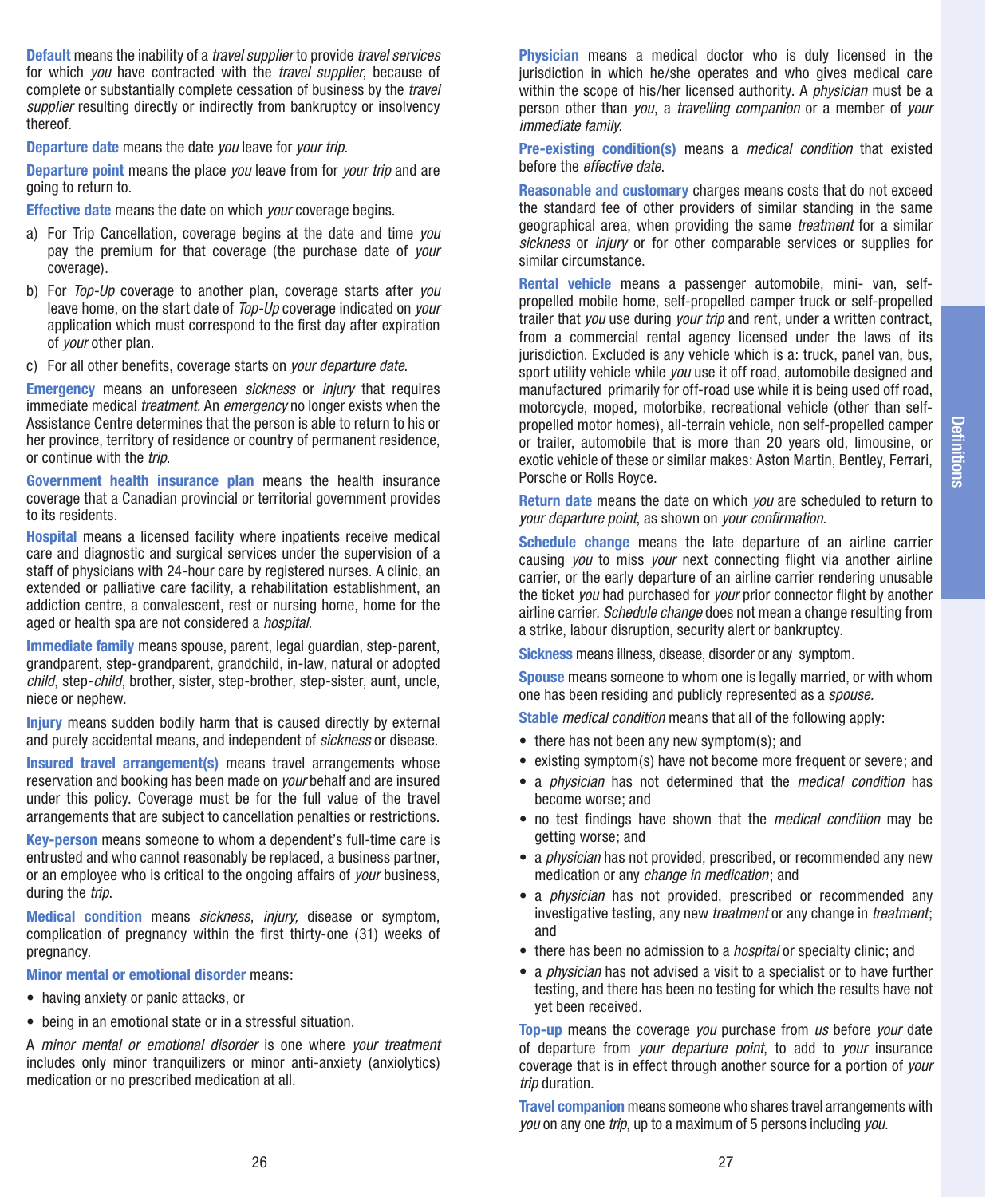**Default** means the inability of a *travel supplier* to provide *travel services* for which *you* have contracted with the *travel supplier*, because of complete or substantially complete cessation of business by the *travel supplier* resulting directly or indirectly from bankruptcy or insolvency thereof.

**Departure date** means the date *you* leave for *your trip*.

**Departure point** means the place *you* leave from for *your trip* and are going to return to.

**Effective date** means the date on which *your* coverage begins.

a) For Trip Cancellation, coverage begins at the date and time *you* pay the premium for that coverage (the purchase date of *your* coverage).

b) For *Top-Up* coverage to another plan, coverage starts after *you* leave home, on the start date of *Top-Up* coverage indicated on *your* application which must correspond to the first day after expiration of *your* other plan.

c) For all other benefits, coverage starts on *your departure date*.

**Emergency** means an unforeseen *sickness* or *injury* that requires immediate medical *treatment*. An *emergency* no longer exists when the Assistance Centre determines that the person is able to return to his or her province, territory of residence or country of permanent residence, or continue with the *trip*.

**Government health insurance plan** means the health insurance coverage that a Canadian provincial or territorial government provides to its residents.

**Hospital** means a licensed facility where inpatients receive medical care and diagnostic and surgical services under the supervision of a staff of physicians with 24-hour care by registered nurses. A clinic, an extended or palliative care facility, a rehabilitation establishment, an addiction centre, a convalescent, rest or nursing home, home for the aged or health spa are not considered a *hospital*.

**Immediate family** means spouse, parent, legal guardian, step-parent, grandparent, step-grandparent, grandchild, in-law, natural or adopted *child*, step-*child*, brother, sister, step-brother, step-sister, aunt, uncle, niece or nephew.

**Injury** means sudden bodily harm that is caused directly by external and purely accidental means, and independent of *sickness* or disease.

**Insured travel arrangement(s)** means travel arrangements whose reservation and booking has been made on *your* behalf and are insured under this policy. Coverage must be for the full value of the travel arrangements that are subject to cancellation penalties or restrictions.

**Key-person** means someone to whom a dependent's full-time care is entrusted and who cannot reasonably be replaced, a business partner, or an employee who is critical to the ongoing affairs of *your* business, during the *trip*.

**Medical condition** means *sickness*, *injury,* disease or symptom, complication of pregnancy within the first thirty-one (31) weeks of pregnancy.

**Minor mental or emotional disorder** means:

- having anxiety or panic attacks, or
- being in an emotional state or in a stressful situation.

A *minor mental or emotional disorder* is one where *your treatment* includes only minor tranquilizers or minor anti-anxiety (anxiolytics) medication or no prescribed medication at all.

**Physician** means a medical doctor who is duly licensed in the jurisdiction in which he/she operates and who gives medical care within the scope of his/her licensed authority. A *physician* must be a person other than *you*, a *travelling companion* or a member of *your immediate family.*

**Pre-existing condition(s)** means a *medical condition* that existed before the *effective date*.

**Reasonable and customary** charges means costs that do not exceed the standard fee of other providers of similar standing in the same geographical area, when providing the same *treatment* for a similar *sickness* or *injury* or for other comparable services or supplies for similar circumstance.

**Rental vehicle** means a passenger automobile, mini- van, self-propelled mobile home, self-propelled camper truck or self-propelled trailer that *you* use during *your trip* and rent, under a written contract, from a commercial rental agency licensed under the laws of its jurisdiction. Excluded is any vehicle which is a: truck, panel van, bus, sport utility vehicle while *you* use it off road, automobile designed and manufactured primarily for off-road use while it is being used off road, motorcycle, moped, motorbike, recreational vehicle (other than self-propelled motor homes), all-terrain vehicle, non self-propelled camper or trailer, automobile that is more than 20 years old, limousine, or exotic vehicle of these or similar makes: Aston Martin, Bentley, Ferrari, Porsche or Rolls Royce.

**Return date** means the date on which *you* are scheduled to return to *your departure point*, as shown on *your confirmation.*

**Schedule change** means the late departure of an airline carrier causing *you* to miss *your* next connecting flight via another airline carrier, or the early departure of an airline carrier rendering unusable the ticket *you* had purchased for *your* prior connector flight by another airline carrier. *Schedule change* does not mean a change resulting from a strike, labour disruption, security alert or bankruptcy.

**Sickness** means illness, disease, disorder or any symptom.

**Spouse** means someone to whom one is legally married, or with whom one has been residing and publicly represented as a *spouse.*

**Stable** ***medical condition*** means that all of the following apply:

- there has not been any new symptom(s); and
- existing symptom(s) have not become more frequent or severe; and
- a *physician* has not determined that the *medical condition* has become worse; and
- no test findings have shown that the *medical condition* may be getting worse; and
- a *physician* has not provided, prescribed, or recommended any new medication or any *change in medication*; and
- a *physician* has not provided, prescribed or recommended any investigative testing, any new *treatment* or any change in *treatment*; and
- there has been no admission to a *hospital* or specialty clinic; and
- a *physician* has not advised a visit to a specialist or to have further testing, and there has been no testing for which the results have not yet been received.

**Top-up** means the coverage *you* purchase from *us* before *your* date of departure from *your departure point*, to add to *your* insurance coverage that is in effect through another source for a portion of *your trip* duration.

**Travel companion** means someone who shares travel arrangements with *you* on any one *trip*, up to a maximum of 5 persons including *you*.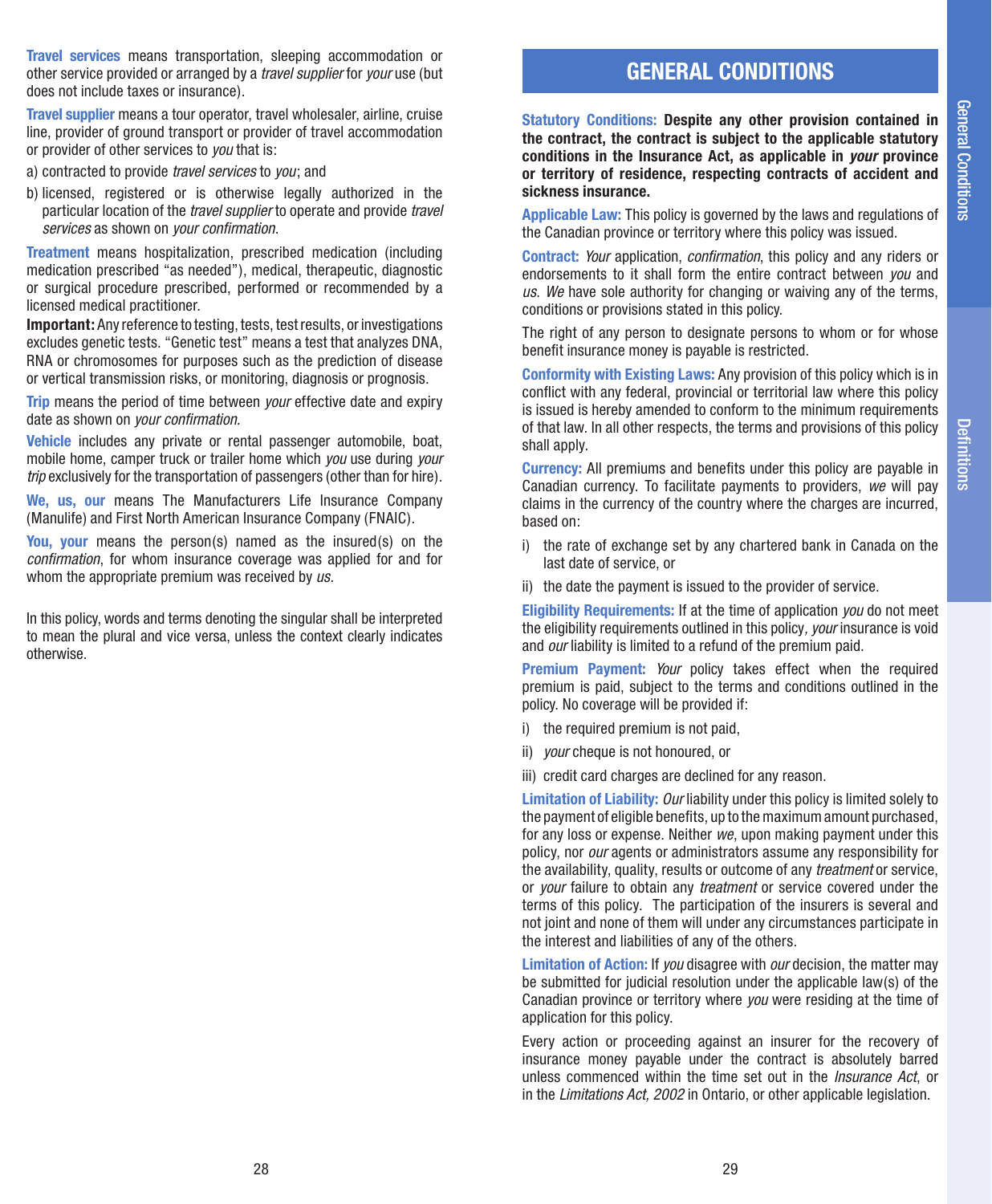**Travel services** means transportation, sleeping accommodation or other service provided or arranged by a *travel supplier* for *your* use (but does not include taxes or insurance).

**Travel supplier** means a tour operator, travel wholesaler, airline, cruise line, provider of ground transport or provider of travel accommodation or provider of other services to *you* that is:

a) contracted to provide *travel services* to *you*; and

b) licensed, registered or is otherwise legally authorized in the particular location of the *travel supplier* to operate and provide *travel services* as shown on *your confirmation*.

**Treatment** means hospitalization, prescribed medication (including medication prescribed "as needed"), medical, therapeutic, diagnostic or surgical procedure prescribed, performed or recommended by a licensed medical practitioner.

**Important:** Any reference to testing, tests, test results, or investigations excludes genetic tests. "Genetic test" means a test that analyzes DNA, RNA or chromosomes for purposes such as the prediction of disease or vertical transmission risks, or monitoring, diagnosis or prognosis.

**Trip** means the period of time between *your* effective date and expiry date as shown on *your confirmation.*

**Vehicle** includes any private or rental passenger automobile, boat, mobile home, camper truck or trailer home which *you* use during *your trip* exclusively for the transportation of passengers (other than for hire).

**We, us, our** means The Manufacturers Life Insurance Company (Manulife) and First North American Insurance Company (FNAIC).

**You, your** means the person(s) named as the insured(s) on the *confirmation*, for whom insurance coverage was applied for and for whom the appropriate premium was received by *us*.

In this policy, words and terms denoting the singular shall be interpreted to mean the plural and vice versa, unless the context clearly indicates otherwise.

## GENERAL CONDITIONS

**Statutory Conditions: Despite any other provision contained in the contract, the contract is subject to the applicable statutory conditions in the Insurance Act, as applicable in *your* province or territory of residence, respecting contracts of accident and sickness insurance.**

**Applicable Law:** This policy is governed by the laws and regulations of the Canadian province or territory where this policy was issued.

**Contract:** *Your* application, *confirmation*, this policy and any riders or endorsements to it shall form the entire contract between *you* and *us*. *We* have sole authority for changing or waiving any of the terms, conditions or provisions stated in this policy.

The right of any person to designate persons to whom or for whose benefit insurance money is payable is restricted.

**Conformity with Existing Laws:** Any provision of this policy which is in conflict with any federal, provincial or territorial law where this policy is issued is hereby amended to conform to the minimum requirements of that law. In all other respects, the terms and provisions of this policy shall apply.

**Currency:** All premiums and benefits under this policy are payable in Canadian currency. To facilitate payments to providers, *we* will pay claims in the currency of the country where the charges are incurred, based on:

i) the rate of exchange set by any chartered bank in Canada on the last date of service, or

ii) the date the payment is issued to the provider of service.

**Eligibility Requirements:** If at the time of application *you* do not meet the eligibility requirements outlined in this policy, *your* insurance is void and *our* liability is limited to a refund of the premium paid.

**Premium Payment:** *Your* policy takes effect when the required premium is paid, subject to the terms and conditions outlined in the policy. No coverage will be provided if:

i) the required premium is not paid,

ii) *your* cheque is not honoured, or

iii) credit card charges are declined for any reason.

**Limitation of Liability:** *Our* liability under this policy is limited solely to the payment of eligible benefits, up to the maximum amount purchased, for any loss or expense. Neither *we*, upon making payment under this policy, nor *our* agents or administrators assume any responsibility for the availability, quality, results or outcome of any *treatment* or service, or *your* failure to obtain any *treatment* or service covered under the terms of this policy. The participation of the insurers is several and not joint and none of them will under any circumstances participate in the interest and liabilities of any of the others.

**Limitation of Action:** If *you* disagree with *our* decision, the matter may be submitted for judicial resolution under the applicable law(s) of the Canadian province or territory where *you* were residing at the time of application for this policy.

Every action or proceeding against an insurer for the recovery of insurance money payable under the contract is absolutely barred unless commenced within the time set out in the *Insurance Act*, or in the *Limitations Act, 2002* in Ontario, or other applicable legislation.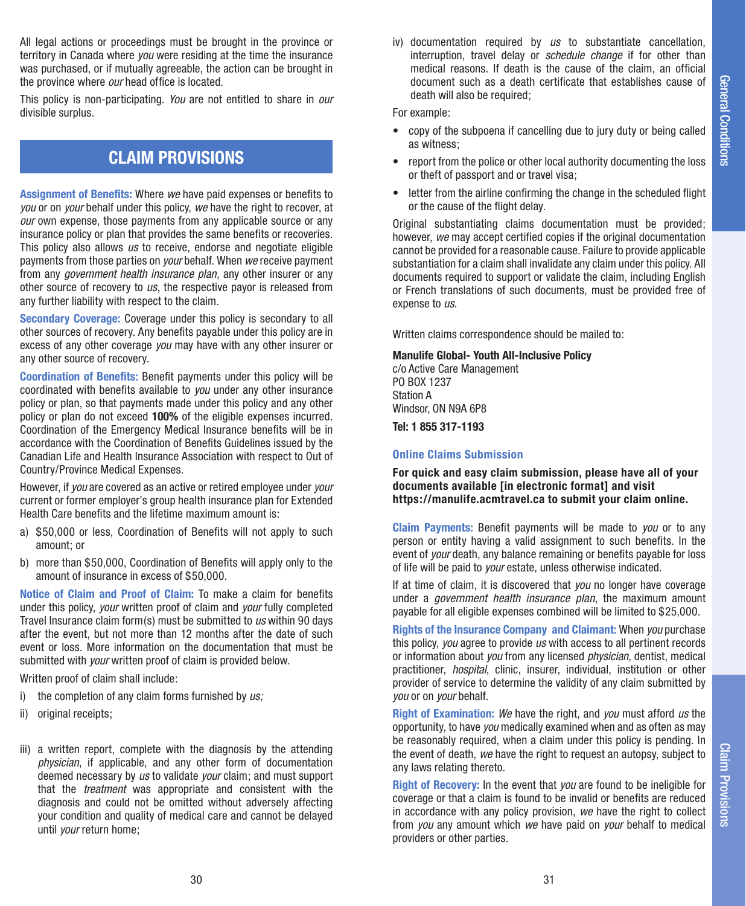All legal actions or proceedings must be brought in the province or territory in Canada where *you* were residing at the time the insurance was purchased, or if mutually agreeable, the action can be brought in the province where *our* head office is located.

This policy is non-participating. *You* are not entitled to share in *our* divisible surplus.

## CLAIM PROVISIONS

**Assignment of Benefits:** Where *we* have paid expenses or benefits to *you* or on *your* behalf under this policy, *we* have the right to recover, at *our* own expense, those payments from any applicable source or any insurance policy or plan that provides the same benefits or recoveries. This policy also allows *us* to receive, endorse and negotiate eligible payments from those parties on *your* behalf. When *we* receive payment from any *government health insurance plan*, any other insurer or any other source of recovery to *us*, the respective payor is released from any further liability with respect to the claim.

**Secondary Coverage:** Coverage under this policy is secondary to all other sources of recovery. Any benefits payable under this policy are in excess of any other coverage *you* may have with any other insurer or any other source of recovery.

**Coordination of Benefits:** Benefit payments under this policy will be coordinated with benefits available to *you* under any other insurance policy or plan, so that payments made under this policy and any other policy or plan do not exceed **100%** of the eligible expenses incurred. Coordination of the Emergency Medical Insurance benefits will be in accordance with the Coordination of Benefits Guidelines issued by the Canadian Life and Health Insurance Association with respect to Out of Country/Province Medical Expenses.

However, if *you* are covered as an active or retired employee under *your* current or former employer's group health insurance plan for Extended Health Care benefits and the lifetime maximum amount is:

a) $50,000 or less, Coordination of Benefits will not apply to such amount; or

b) more than $50,000, Coordination of Benefits will apply only to the amount of insurance in excess of $50,000.

**Notice of Claim and Proof of Claim:** To make a claim for benefits under this policy, *your* written proof of claim and *your* fully completed Travel Insurance claim form(s) must be submitted to *us* within 90 days after the event, but not more than 12 months after the date of such event or loss. More information on the documentation that must be submitted with *your* written proof of claim is provided below.

Written proof of claim shall include:

i) the completion of any claim forms furnished by *us;*

ii) original receipts;

iii) a written report, complete with the diagnosis by the attending *physician*, if applicable, and any other form of documentation deemed necessary by *us* to validate *your* claim; and must support that the *treatment* was appropriate and consistent with the diagnosis and could not be omitted without adversely affecting your condition and quality of medical care and cannot be delayed until *your* return home;

iv) documentation required by *us* to substantiate cancellation, interruption, travel delay or *schedule change* if for other than medical reasons. If death is the cause of the claim, an official document such as a death certificate that establishes cause of death will also be required;

For example:

- copy of the subpoena if cancelling due to jury duty or being called as witness;
- report from the police or other local authority documenting the loss or theft of passport and or travel visa;
- letter from the airline confirming the change in the scheduled flight or the cause of the flight delay.

Original substantiating claims documentation must be provided; however, *we* may accept certified copies if the original documentation cannot be provided for a reasonable cause. Failure to provide applicable substantiation for a claim shall invalidate any claim under this policy. All documents required to support or validate the claim, including English or French translations of such documents, must be provided free of expense to *us*.

Written claims correspondence should be mailed to:

**Manulife Global- Youth All-Inclusive Policy**
c/o Active Care Management
PO BOX 1237
Station A
Windsor, ON N9A 6P8

**Tel: 1 855 317-1193**

### Online Claims Submission

**For quick and easy claim submission, please have all of your documents available [in electronic format] and visit https://manulife.acmtravel.ca to submit your claim online.**

**Claim Payments:** Benefit payments will be made to *you* or to any person or entity having a valid assignment to such benefits. In the event of *your* death, any balance remaining or benefits payable for loss of life will be paid to *your* estate, unless otherwise indicated.

If at time of claim, it is discovered that *you* no longer have coverage under a *government health insurance plan*, the maximum amount payable for all eligible expenses combined will be limited to $25,000.

**Rights of the Insurance Company and Claimant:** When *you* purchase this policy, *you* agree to provide *us* with access to all pertinent records or information about *you* from any licensed *physician*, dentist, medical practitioner, *hospital*, clinic, insurer, individual, institution or other provider of service to determine the validity of any claim submitted by *you* or on *your* behalf.

**Right of Examination:** *We* have the right, and *you* must afford *us* the opportunity, to have *you* medically examined when and as often as may be reasonably required, when a claim under this policy is pending. In the event of death, *we* have the right to request an autopsy, subject to any laws relating thereto.

**Right of Recovery:** In the event that *you* are found to be ineligible for coverage or that a claim is found to be invalid or benefits are reduced in accordance with any policy provision, *we* have the right to collect from *you* any amount which *we* have paid on *your* behalf to medical providers or other parties.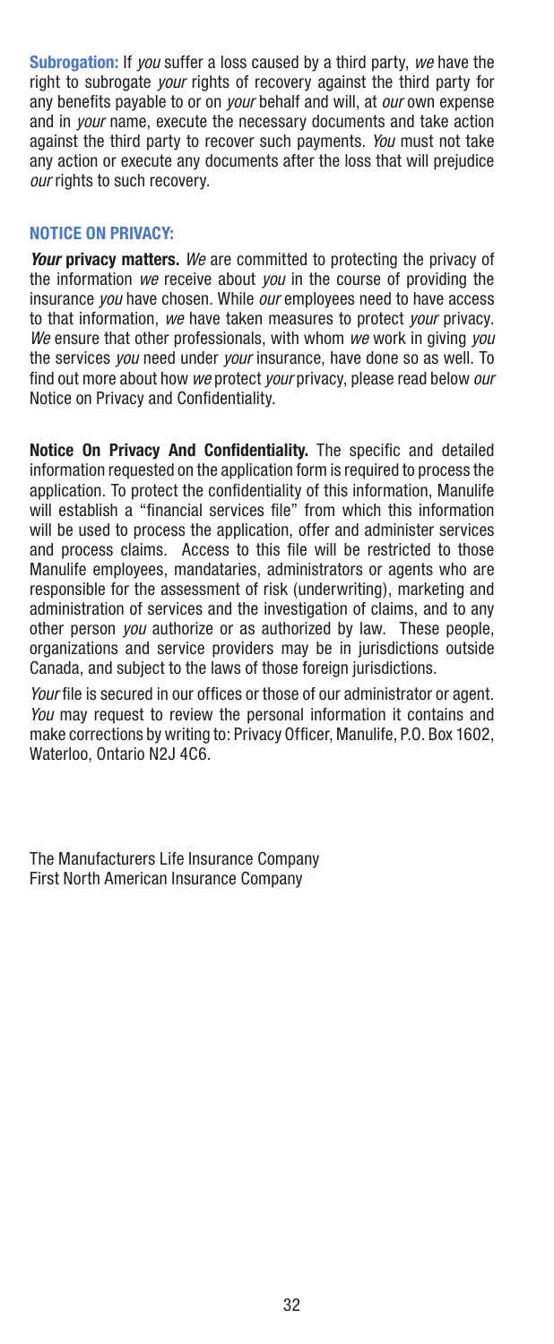**Subrogation:** If *you* suffer a loss caused by a third party, *we* have the right to subrogate *your* rights of recovery against the third party for any benefits payable to or on *your* behalf and will, at *our* own expense and in *your* name, execute the necessary documents and take action against the third party to recover such payments. *You* must not take any action or execute any documents after the loss that will prejudice *our* rights to such recovery.

**NOTICE ON PRIVACY:**

***Your*** **privacy matters.** *We* are committed to protecting the privacy of the information *we* receive about *you* in the course of providing the insurance *you* have chosen. While *our* employees need to have access to that information, *we* have taken measures to protect *your* privacy. *We* ensure that other professionals, with whom *we* work in giving *you* the services *you* need under *your* insurance, have done so as well. To find out more about how *we* protect *your* privacy, please read below *our* Notice on Privacy and Confidentiality.

**Notice On Privacy And Confidentiality.** The specific and detailed information requested on the application form is required to process the application. To protect the confidentiality of this information, Manulife will establish a "financial services file" from which this information will be used to process the application, offer and administer services and process claims. Access to this file will be restricted to those Manulife employees, mandataries, administrators or agents who are responsible for the assessment of risk (underwriting), marketing and administration of services and the investigation of claims, and to any other person *you* authorize or as authorized by law. These people, organizations and service providers may be in jurisdictions outside Canada, and subject to the laws of those foreign jurisdictions.

*Your* file is secured in our offices or those of our administrator or agent. *You* may request to review the personal information it contains and make corrections by writing to: Privacy Officer, Manulife, P.O. Box 1602, Waterloo, Ontario N2J 4C6.

The Manufacturers Life Insurance Company
First North American Insurance Company